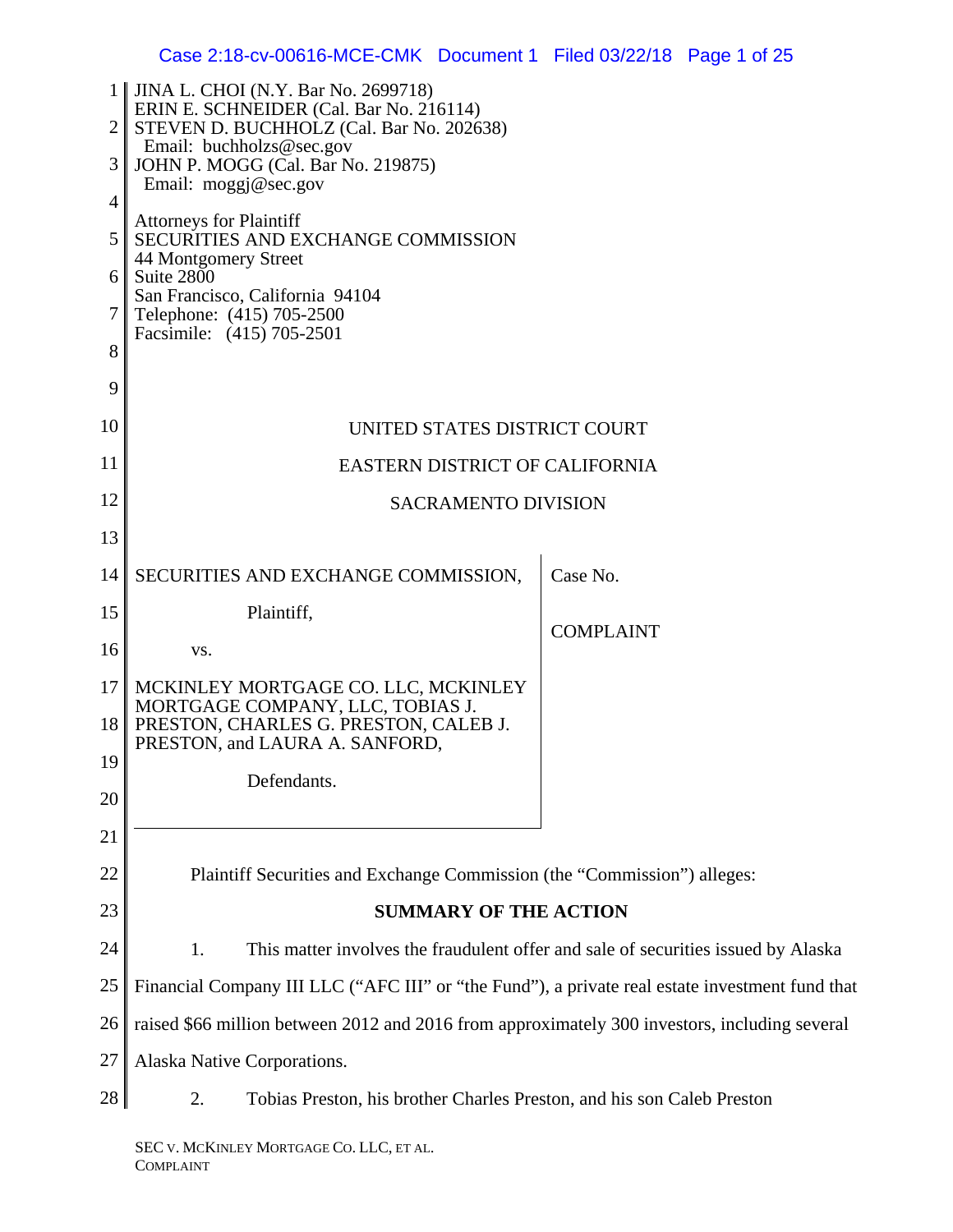JINA L. CHOI (N.Y. Bar No. 2699718)
ERIN E. SCHNEIDER (Cal. Bar No. 216114)
STEVEN D. BUCHHOLZ (Cal. Bar No. 202638)
Email: buchholzs@sec.gov
JOHN P. MOGG (Cal. Bar No. 219875)
Email: moggj@sec.gov

Attorneys for Plaintiff
SECURITIES AND EXCHANGE COMMISSION
44 Montgomery Street
Suite 2800
San Francisco, California 94104
Telephone: (415) 705-2500
Facsimile: (415) 705-2501

UNITED STATES DISTRICT COURT

EASTERN DISTRICT OF CALIFORNIA

SACRAMENTO DIVISION

| | |
|---|---|
| SECURITIES AND EXCHANGE COMMISSION,<br><br>Plaintiff,<br><br>vs.<br><br>MCKINLEY MORTGAGE CO. LLC, MCKINLEY MORTGAGE COMPANY, LLC, TOBIAS J. PRESTON, CHARLES G. PRESTON, CALEB J. PRESTON, and LAURA A. SANFORD,<br><br>Defendants. | Case No.<br><br>COMPLAINT |

Plaintiff Securities and Exchange Commission (the "Commission") alleges:

**SUMMARY OF THE ACTION**

1. This matter involves the fraudulent offer and sale of securities issued by Alaska Financial Company III LLC ("AFC III" or "the Fund"), a private real estate investment fund that raised $66 million between 2012 and 2016 from approximately 300 investors, including several Alaska Native Corporations.

2. Tobias Preston, his brother Charles Preston, and his son Caleb Preston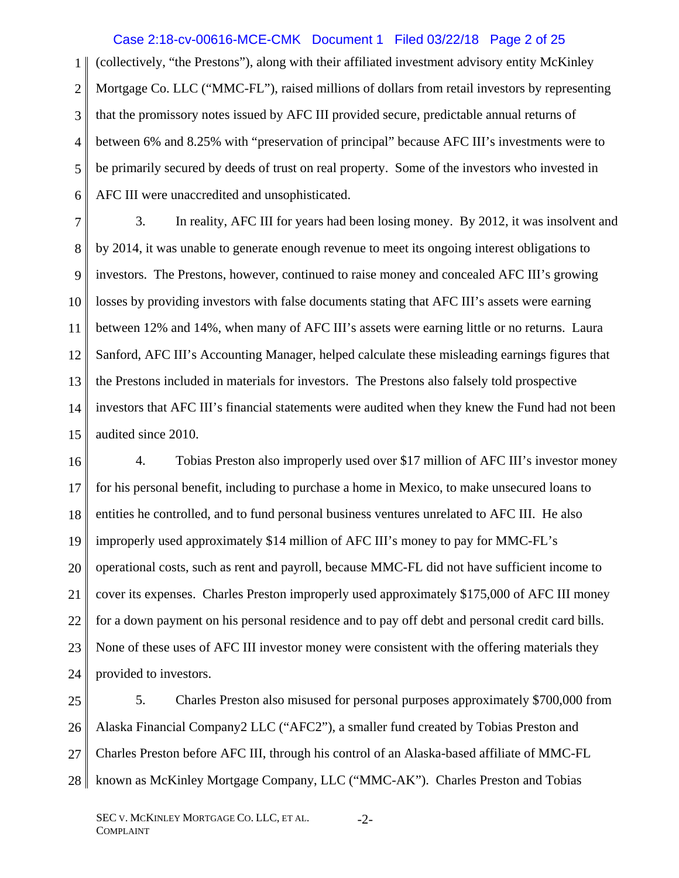(collectively, "the Prestons"), along with their affiliated investment advisory entity McKinley Mortgage Co. LLC ("MMC-FL"), raised millions of dollars from retail investors by representing that the promissory notes issued by AFC III provided secure, predictable annual returns of between 6% and 8.25% with "preservation of principal" because AFC III's investments were to be primarily secured by deeds of trust on real property. Some of the investors who invested in AFC III were unaccredited and unsophisticated.

3. In reality, AFC III for years had been losing money. By 2012, it was insolvent and by 2014, it was unable to generate enough revenue to meet its ongoing interest obligations to investors. The Prestons, however, continued to raise money and concealed AFC III's growing losses by providing investors with false documents stating that AFC III's assets were earning between 12% and 14%, when many of AFC III's assets were earning little or no returns. Laura Sanford, AFC III's Accounting Manager, helped calculate these misleading earnings figures that the Prestons included in materials for investors. The Prestons also falsely told prospective investors that AFC III's financial statements were audited when they knew the Fund had not been audited since 2010.

4. Tobias Preston also improperly used over $17 million of AFC III's investor money for his personal benefit, including to purchase a home in Mexico, to make unsecured loans to entities he controlled, and to fund personal business ventures unrelated to AFC III. He also improperly used approximately $14 million of AFC III's money to pay for MMC-FL's operational costs, such as rent and payroll, because MMC-FL did not have sufficient income to cover its expenses. Charles Preston improperly used approximately $175,000 of AFC III money for a down payment on his personal residence and to pay off debt and personal credit card bills. None of these uses of AFC III investor money were consistent with the offering materials they provided to investors.

5. Charles Preston also misused for personal purposes approximately $700,000 from Alaska Financial Company2 LLC ("AFC2"), a smaller fund created by Tobias Preston and Charles Preston before AFC III, through his control of an Alaska-based affiliate of MMC-FL known as McKinley Mortgage Company, LLC ("MMC-AK"). Charles Preston and Tobias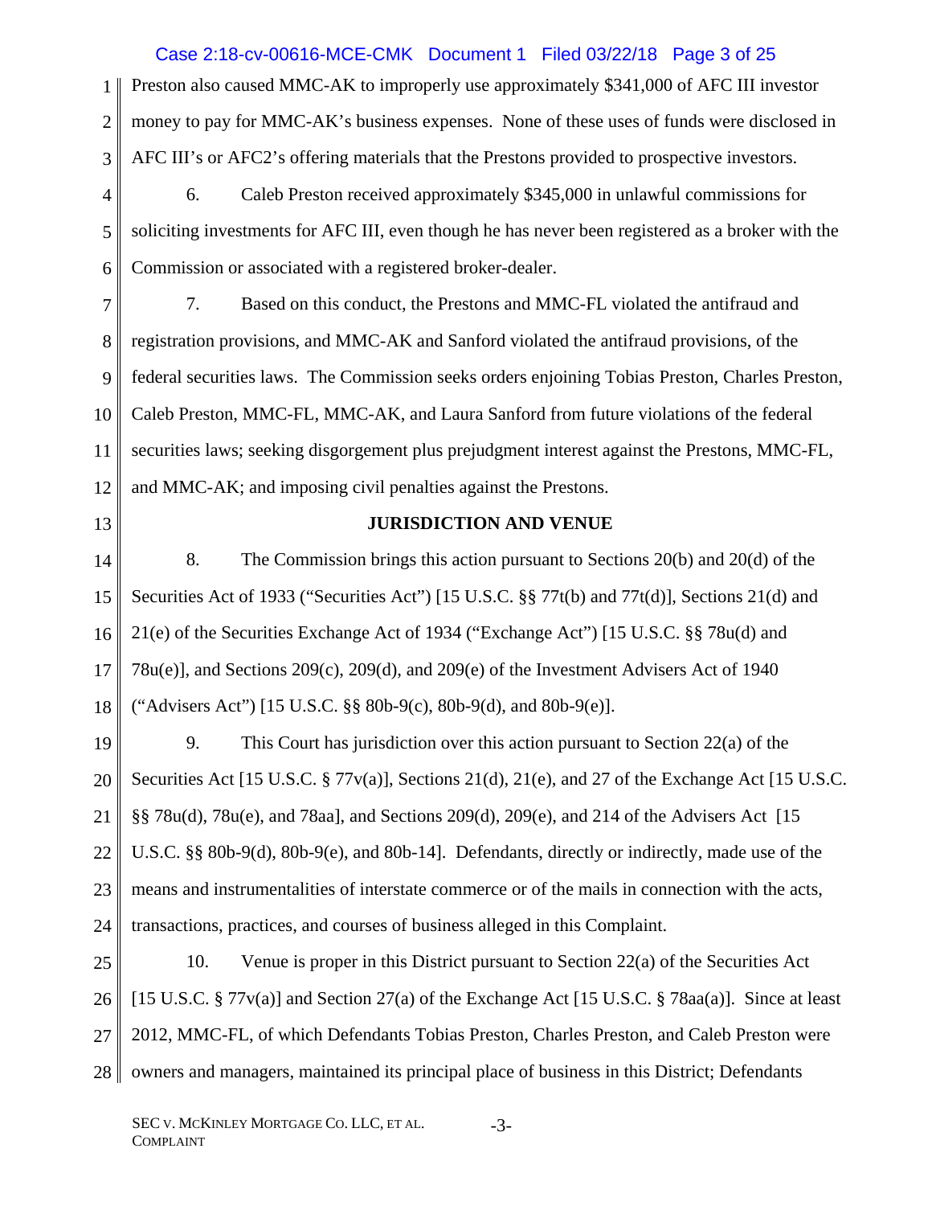Preston also caused MMC-AK to improperly use approximately $341,000 of AFC III investor money to pay for MMC-AK's business expenses. None of these uses of funds were disclosed in AFC III's or AFC2's offering materials that the Prestons provided to prospective investors.

6. Caleb Preston received approximately $345,000 in unlawful commissions for soliciting investments for AFC III, even though he has never been registered as a broker with the Commission or associated with a registered broker-dealer.

7. Based on this conduct, the Prestons and MMC-FL violated the antifraud and registration provisions, and MMC-AK and Sanford violated the antifraud provisions, of the federal securities laws. The Commission seeks orders enjoining Tobias Preston, Charles Preston, Caleb Preston, MMC-FL, MMC-AK, and Laura Sanford from future violations of the federal securities laws; seeking disgorgement plus prejudgment interest against the Prestons, MMC-FL, and MMC-AK; and imposing civil penalties against the Prestons.

## JURISDICTION AND VENUE

8. The Commission brings this action pursuant to Sections 20(b) and 20(d) of the Securities Act of 1933 ("Securities Act") [15 U.S.C. §§ 77t(b) and 77t(d)], Sections 21(d) and 21(e) of the Securities Exchange Act of 1934 ("Exchange Act") [15 U.S.C. §§ 78u(d) and 78u(e)], and Sections 209(c), 209(d), and 209(e) of the Investment Advisers Act of 1940 ("Advisers Act") [15 U.S.C. §§ 80b-9(c), 80b-9(d), and 80b-9(e)].

9. This Court has jurisdiction over this action pursuant to Section 22(a) of the Securities Act [15 U.S.C. § 77v(a)], Sections 21(d), 21(e), and 27 of the Exchange Act [15 U.S.C. §§ 78u(d), 78u(e), and 78aa], and Sections 209(d), 209(e), and 214 of the Advisers Act [15 U.S.C. §§ 80b-9(d), 80b-9(e), and 80b-14]. Defendants, directly or indirectly, made use of the means and instrumentalities of interstate commerce or of the mails in connection with the acts, transactions, practices, and courses of business alleged in this Complaint.

10. Venue is proper in this District pursuant to Section 22(a) of the Securities Act [15 U.S.C. § 77v(a)] and Section 27(a) of the Exchange Act [15 U.S.C. § 78aa(a)]. Since at least 2012, MMC-FL, of which Defendants Tobias Preston, Charles Preston, and Caleb Preston were owners and managers, maintained its principal place of business in this District; Defendants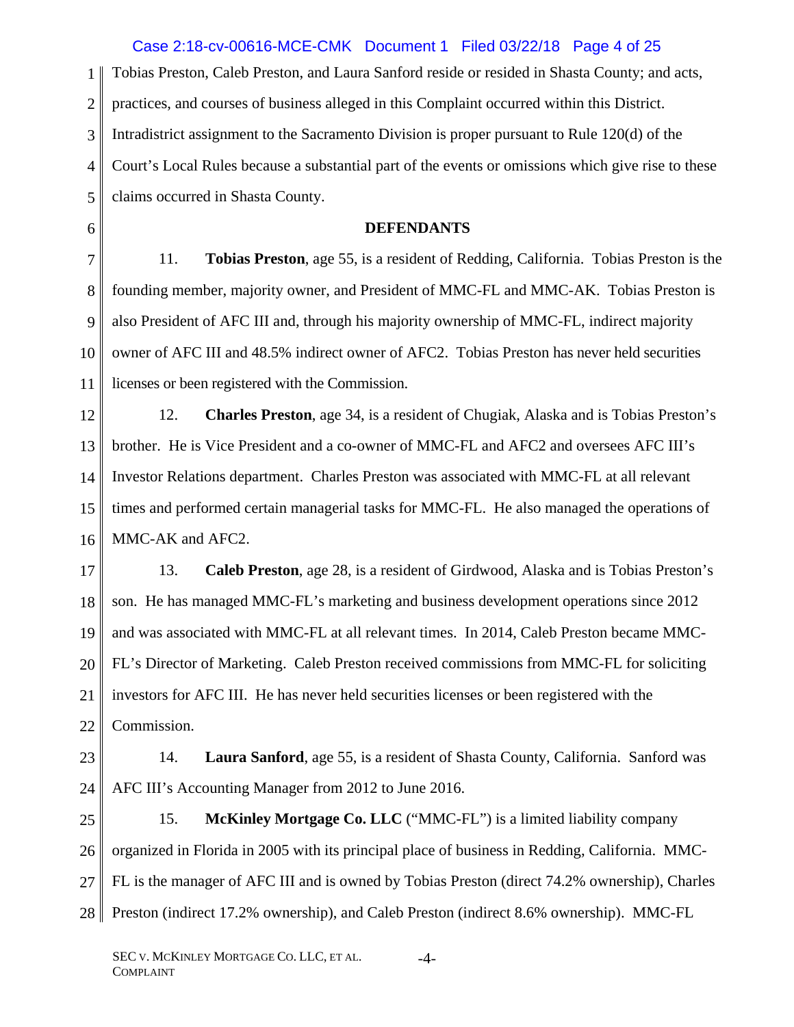Tobias Preston, Caleb Preston, and Laura Sanford reside or resided in Shasta County; and acts, practices, and courses of business alleged in this Complaint occurred within this District. Intradistrict assignment to the Sacramento Division is proper pursuant to Rule 120(d) of the Court's Local Rules because a substantial part of the events or omissions which give rise to these claims occurred in Shasta County.

## DEFENDANTS

11. **Tobias Preston**, age 55, is a resident of Redding, California. Tobias Preston is the founding member, majority owner, and President of MMC-FL and MMC-AK. Tobias Preston is also President of AFC III and, through his majority ownership of MMC-FL, indirect majority owner of AFC III and 48.5% indirect owner of AFC2. Tobias Preston has never held securities licenses or been registered with the Commission.

12. **Charles Preston**, age 34, is a resident of Chugiak, Alaska and is Tobias Preston's brother. He is Vice President and a co-owner of MMC-FL and AFC2 and oversees AFC III's Investor Relations department. Charles Preston was associated with MMC-FL at all relevant times and performed certain managerial tasks for MMC-FL. He also managed the operations of MMC-AK and AFC2.

13. **Caleb Preston**, age 28, is a resident of Girdwood, Alaska and is Tobias Preston's son. He has managed MMC-FL's marketing and business development operations since 2012 and was associated with MMC-FL at all relevant times. In 2014, Caleb Preston became MMC-FL's Director of Marketing. Caleb Preston received commissions from MMC-FL for soliciting investors for AFC III. He has never held securities licenses or been registered with the Commission.

14. **Laura Sanford**, age 55, is a resident of Shasta County, California. Sanford was AFC III's Accounting Manager from 2012 to June 2016.

15. **McKinley Mortgage Co. LLC** ("MMC-FL") is a limited liability company organized in Florida in 2005 with its principal place of business in Redding, California. MMC-FL is the manager of AFC III and is owned by Tobias Preston (direct 74.2% ownership), Charles Preston (indirect 17.2% ownership), and Caleb Preston (indirect 8.6% ownership). MMC-FL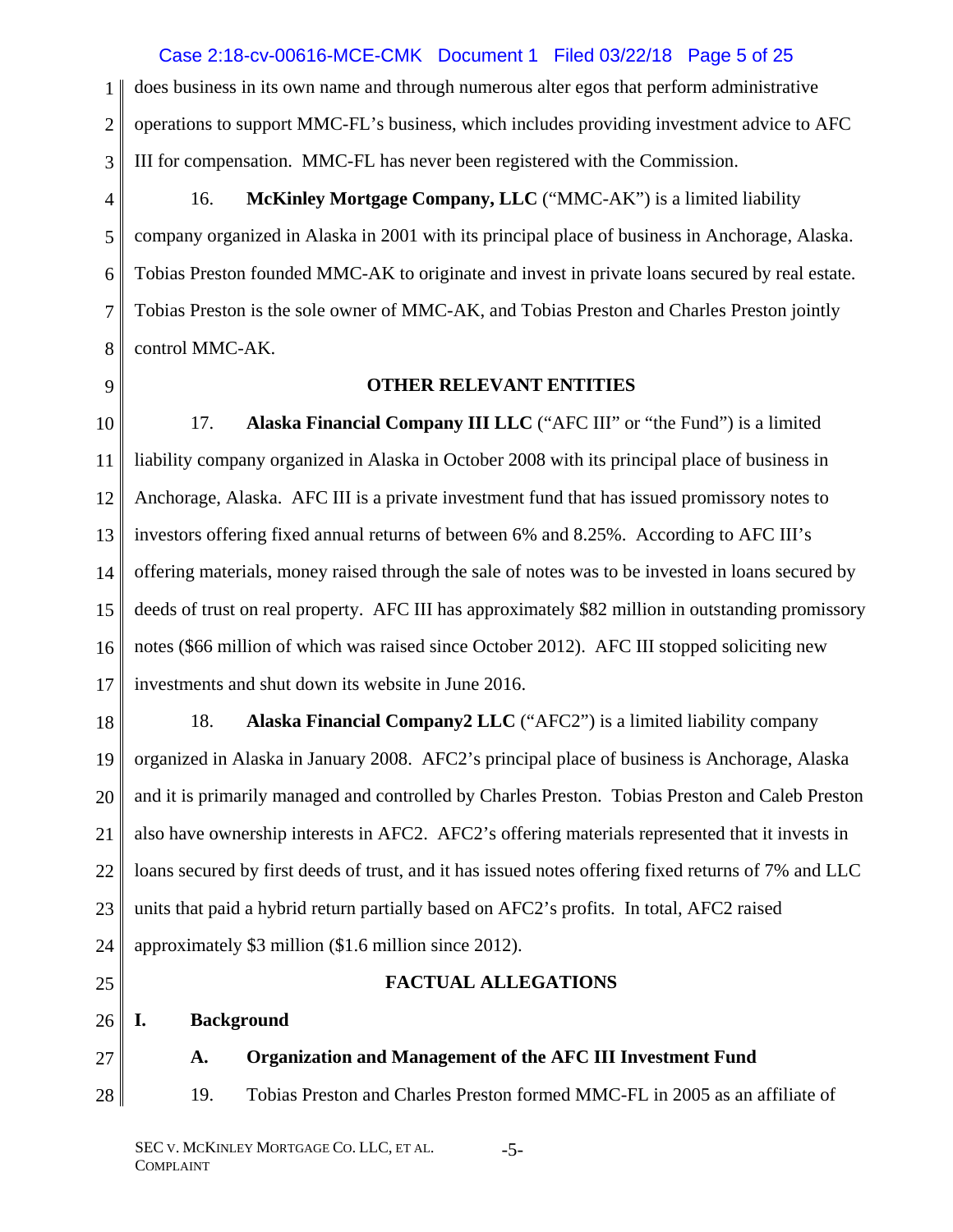does business in its own name and through numerous alter egos that perform administrative operations to support MMC-FL's business, which includes providing investment advice to AFC III for compensation. MMC-FL has never been registered with the Commission.

16. **McKinley Mortgage Company, LLC** ("MMC-AK") is a limited liability company organized in Alaska in 2001 with its principal place of business in Anchorage, Alaska. Tobias Preston founded MMC-AK to originate and invest in private loans secured by real estate. Tobias Preston is the sole owner of MMC-AK, and Tobias Preston and Charles Preston jointly control MMC-AK.

## OTHER RELEVANT ENTITIES

17. **Alaska Financial Company III LLC** ("AFC III" or "the Fund") is a limited liability company organized in Alaska in October 2008 with its principal place of business in Anchorage, Alaska. AFC III is a private investment fund that has issued promissory notes to investors offering fixed annual returns of between 6% and 8.25%. According to AFC III's offering materials, money raised through the sale of notes was to be invested in loans secured by deeds of trust on real property. AFC III has approximately $82 million in outstanding promissory notes ($66 million of which was raised since October 2012). AFC III stopped soliciting new investments and shut down its website in June 2016.

18. **Alaska Financial Company2 LLC** ("AFC2") is a limited liability company organized in Alaska in January 2008. AFC2's principal place of business is Anchorage, Alaska and it is primarily managed and controlled by Charles Preston. Tobias Preston and Caleb Preston also have ownership interests in AFC2. AFC2's offering materials represented that it invests in loans secured by first deeds of trust, and it has issued notes offering fixed returns of 7% and LLC units that paid a hybrid return partially based on AFC2's profits. In total, AFC2 raised approximately $3 million ($1.6 million since 2012).

## FACTUAL ALLEGATIONS

### I. Background

#### A. Organization and Management of the AFC III Investment Fund

19. Tobias Preston and Charles Preston formed MMC-FL in 2005 as an affiliate of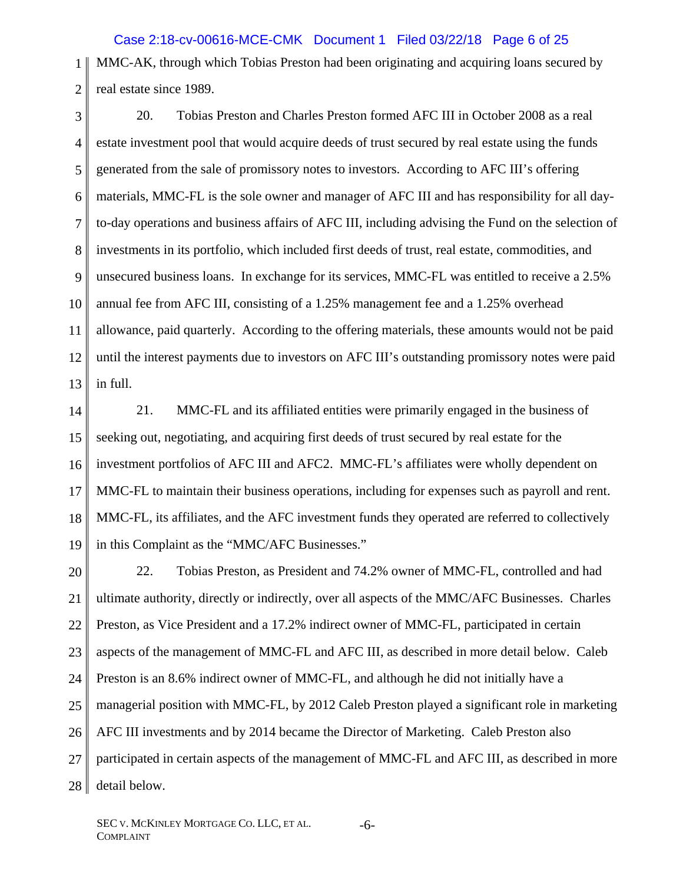MMC-AK, through which Tobias Preston had been originating and acquiring loans secured by real estate since 1989.

20. Tobias Preston and Charles Preston formed AFC III in October 2008 as a real estate investment pool that would acquire deeds of trust secured by real estate using the funds generated from the sale of promissory notes to investors. According to AFC III's offering materials, MMC-FL is the sole owner and manager of AFC III and has responsibility for all day-to-day operations and business affairs of AFC III, including advising the Fund on the selection of investments in its portfolio, which included first deeds of trust, real estate, commodities, and unsecured business loans. In exchange for its services, MMC-FL was entitled to receive a 2.5% annual fee from AFC III, consisting of a 1.25% management fee and a 1.25% overhead allowance, paid quarterly. According to the offering materials, these amounts would not be paid until the interest payments due to investors on AFC III's outstanding promissory notes were paid in full.

21. MMC-FL and its affiliated entities were primarily engaged in the business of seeking out, negotiating, and acquiring first deeds of trust secured by real estate for the investment portfolios of AFC III and AFC2. MMC-FL's affiliates were wholly dependent on MMC-FL to maintain their business operations, including for expenses such as payroll and rent. MMC-FL, its affiliates, and the AFC investment funds they operated are referred to collectively in this Complaint as the "MMC/AFC Businesses."

22. Tobias Preston, as President and 74.2% owner of MMC-FL, controlled and had ultimate authority, directly or indirectly, over all aspects of the MMC/AFC Businesses. Charles Preston, as Vice President and a 17.2% indirect owner of MMC-FL, participated in certain aspects of the management of MMC-FL and AFC III, as described in more detail below. Caleb Preston is an 8.6% indirect owner of MMC-FL, and although he did not initially have a managerial position with MMC-FL, by 2012 Caleb Preston played a significant role in marketing AFC III investments and by 2014 became the Director of Marketing. Caleb Preston also participated in certain aspects of the management of MMC-FL and AFC III, as described in more detail below.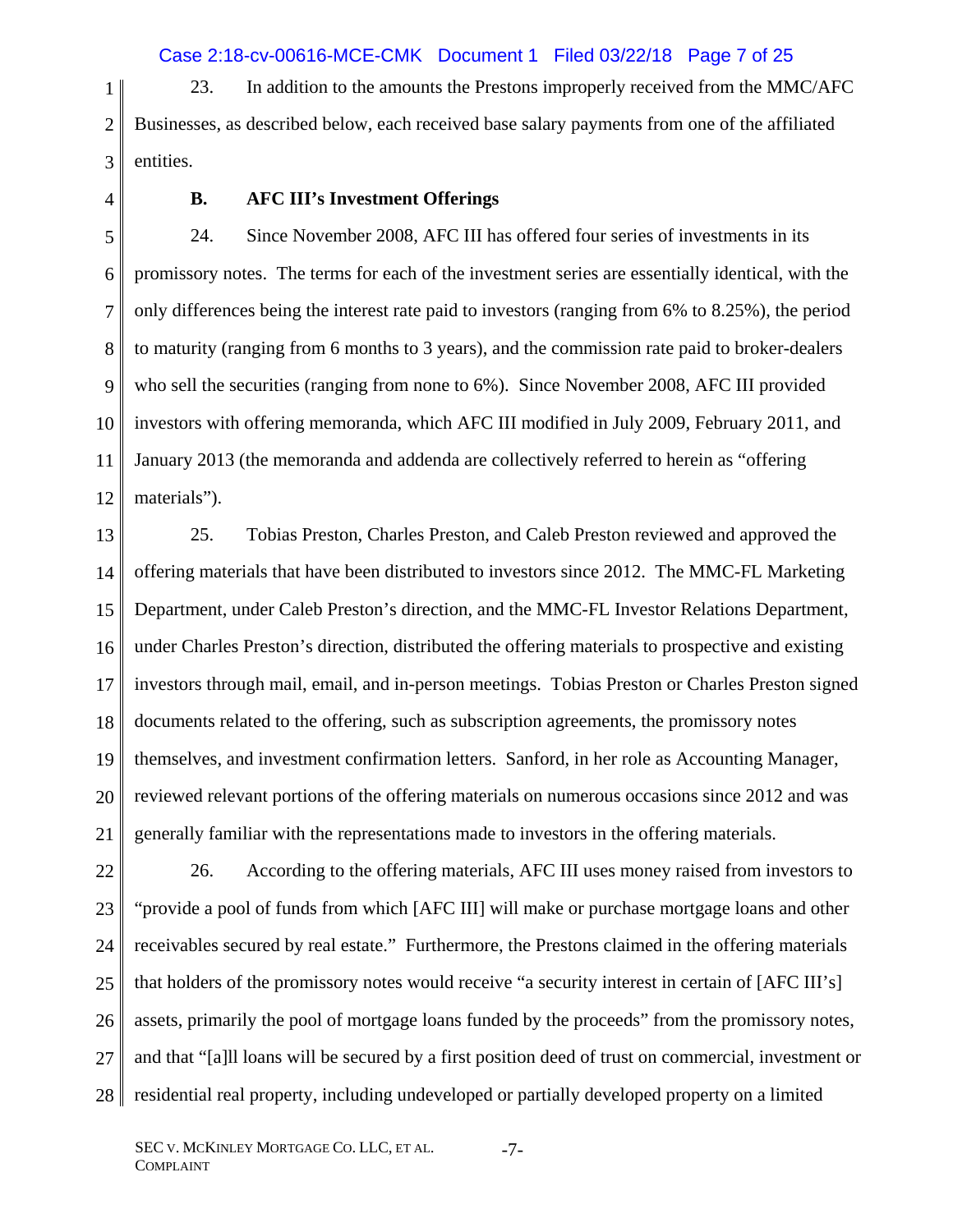23. In addition to the amounts the Prestons improperly received from the MMC/AFC Businesses, as described below, each received base salary payments from one of the affiliated entities.

### B. AFC III's Investment Offerings

24. Since November 2008, AFC III has offered four series of investments in its promissory notes. The terms for each of the investment series are essentially identical, with the only differences being the interest rate paid to investors (ranging from 6% to 8.25%), the period to maturity (ranging from 6 months to 3 years), and the commission rate paid to broker-dealers who sell the securities (ranging from none to 6%). Since November 2008, AFC III provided investors with offering memoranda, which AFC III modified in July 2009, February 2011, and January 2013 (the memoranda and addenda are collectively referred to herein as "offering materials").

25. Tobias Preston, Charles Preston, and Caleb Preston reviewed and approved the offering materials that have been distributed to investors since 2012. The MMC-FL Marketing Department, under Caleb Preston's direction, and the MMC-FL Investor Relations Department, under Charles Preston's direction, distributed the offering materials to prospective and existing investors through mail, email, and in-person meetings. Tobias Preston or Charles Preston signed documents related to the offering, such as subscription agreements, the promissory notes themselves, and investment confirmation letters. Sanford, in her role as Accounting Manager, reviewed relevant portions of the offering materials on numerous occasions since 2012 and was generally familiar with the representations made to investors in the offering materials.

26. According to the offering materials, AFC III uses money raised from investors to "provide a pool of funds from which [AFC III] will make or purchase mortgage loans and other receivables secured by real estate." Furthermore, the Prestons claimed in the offering materials that holders of the promissory notes would receive "a security interest in certain of [AFC III's] assets, primarily the pool of mortgage loans funded by the proceeds" from the promissory notes, and that "[a]ll loans will be secured by a first position deed of trust on commercial, investment or residential real property, including undeveloped or partially developed property on a limited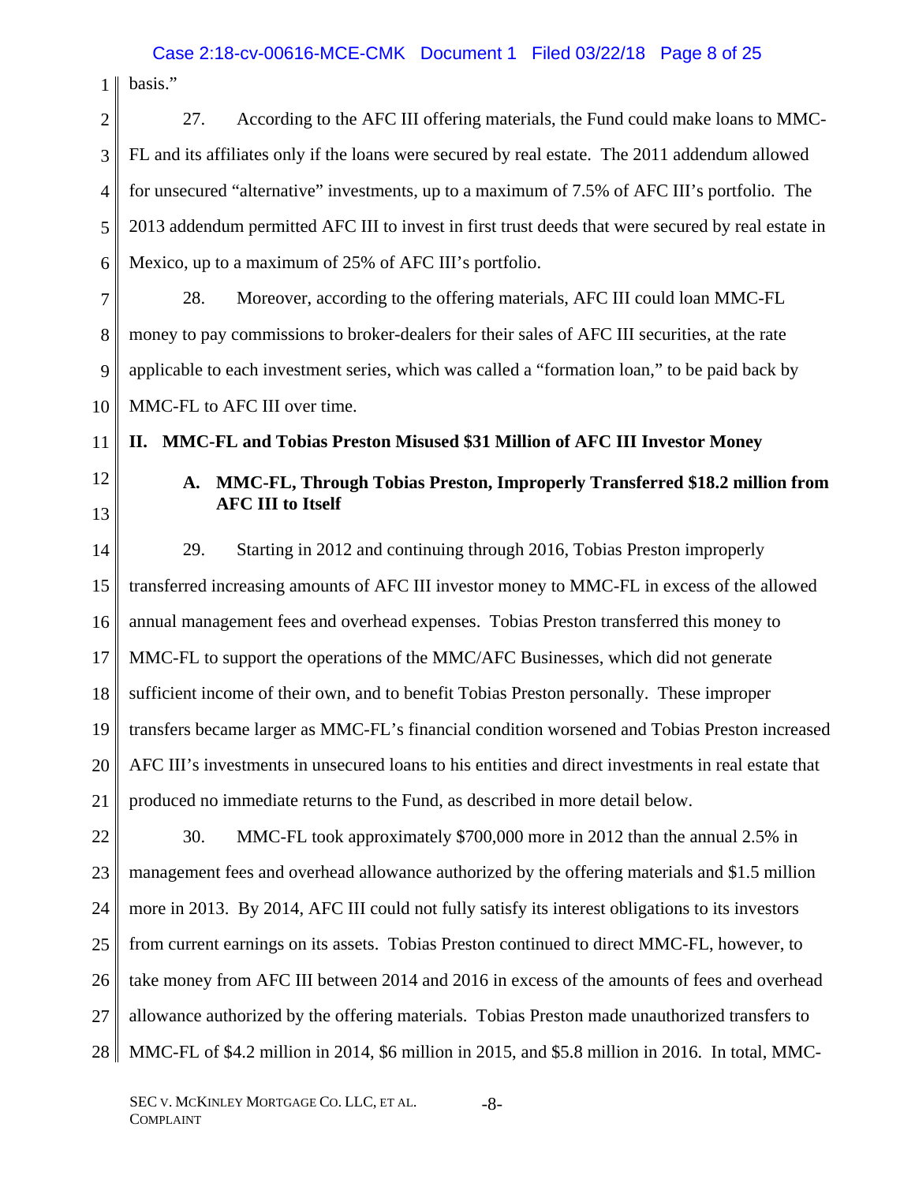basis."

27. According to the AFC III offering materials, the Fund could make loans to MMC-FL and its affiliates only if the loans were secured by real estate. The 2011 addendum allowed for unsecured "alternative" investments, up to a maximum of 7.5% of AFC III's portfolio. The 2013 addendum permitted AFC III to invest in first trust deeds that were secured by real estate in Mexico, up to a maximum of 25% of AFC III's portfolio.

28. Moreover, according to the offering materials, AFC III could loan MMC-FL money to pay commissions to broker-dealers for their sales of AFC III securities, at the rate applicable to each investment series, which was called a "formation loan," to be paid back by MMC-FL to AFC III over time.

## II. MMC-FL and Tobias Preston Misused $31 Million of AFC III Investor Money

### A. MMC-FL, Through Tobias Preston, Improperly Transferred $18.2 million from AFC III to Itself

29. Starting in 2012 and continuing through 2016, Tobias Preston improperly transferred increasing amounts of AFC III investor money to MMC-FL in excess of the allowed annual management fees and overhead expenses. Tobias Preston transferred this money to MMC-FL to support the operations of the MMC/AFC Businesses, which did not generate sufficient income of their own, and to benefit Tobias Preston personally. These improper transfers became larger as MMC-FL's financial condition worsened and Tobias Preston increased AFC III's investments in unsecured loans to his entities and direct investments in real estate that produced no immediate returns to the Fund, as described in more detail below.

30. MMC-FL took approximately $700,000 more in 2012 than the annual 2.5% in management fees and overhead allowance authorized by the offering materials and $1.5 million more in 2013. By 2014, AFC III could not fully satisfy its interest obligations to its investors from current earnings on its assets. Tobias Preston continued to direct MMC-FL, however, to take money from AFC III between 2014 and 2016 in excess of the amounts of fees and overhead allowance authorized by the offering materials. Tobias Preston made unauthorized transfers to MMC-FL of $4.2 million in 2014, $6 million in 2015, and $5.8 million in 2016. In total, MMC-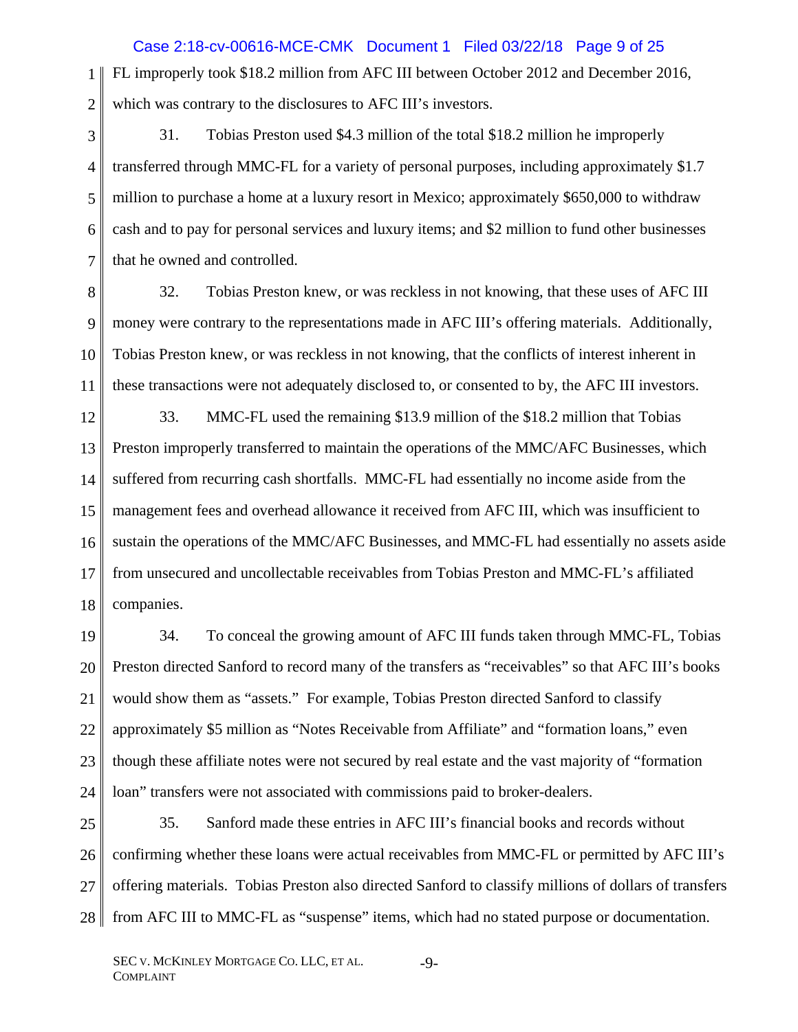FL improperly took $18.2 million from AFC III between October 2012 and December 2016, which was contrary to the disclosures to AFC III's investors.

31. Tobias Preston used $4.3 million of the total $18.2 million he improperly transferred through MMC-FL for a variety of personal purposes, including approximately $1.7 million to purchase a home at a luxury resort in Mexico; approximately $650,000 to withdraw cash and to pay for personal services and luxury items; and $2 million to fund other businesses that he owned and controlled.

32. Tobias Preston knew, or was reckless in not knowing, that these uses of AFC III money were contrary to the representations made in AFC III's offering materials. Additionally, Tobias Preston knew, or was reckless in not knowing, that the conflicts of interest inherent in these transactions were not adequately disclosed to, or consented to by, the AFC III investors.

33. MMC-FL used the remaining $13.9 million of the $18.2 million that Tobias Preston improperly transferred to maintain the operations of the MMC/AFC Businesses, which suffered from recurring cash shortfalls. MMC-FL had essentially no income aside from the management fees and overhead allowance it received from AFC III, which was insufficient to sustain the operations of the MMC/AFC Businesses, and MMC-FL had essentially no assets aside from unsecured and uncollectable receivables from Tobias Preston and MMC-FL's affiliated companies.

34. To conceal the growing amount of AFC III funds taken through MMC-FL, Tobias Preston directed Sanford to record many of the transfers as "receivables" so that AFC III's books would show them as "assets." For example, Tobias Preston directed Sanford to classify approximately $5 million as "Notes Receivable from Affiliate" and "formation loans," even though these affiliate notes were not secured by real estate and the vast majority of "formation loan" transfers were not associated with commissions paid to broker-dealers.

35. Sanford made these entries in AFC III's financial books and records without confirming whether these loans were actual receivables from MMC-FL or permitted by AFC III's offering materials. Tobias Preston also directed Sanford to classify millions of dollars of transfers from AFC III to MMC-FL as "suspense" items, which had no stated purpose or documentation.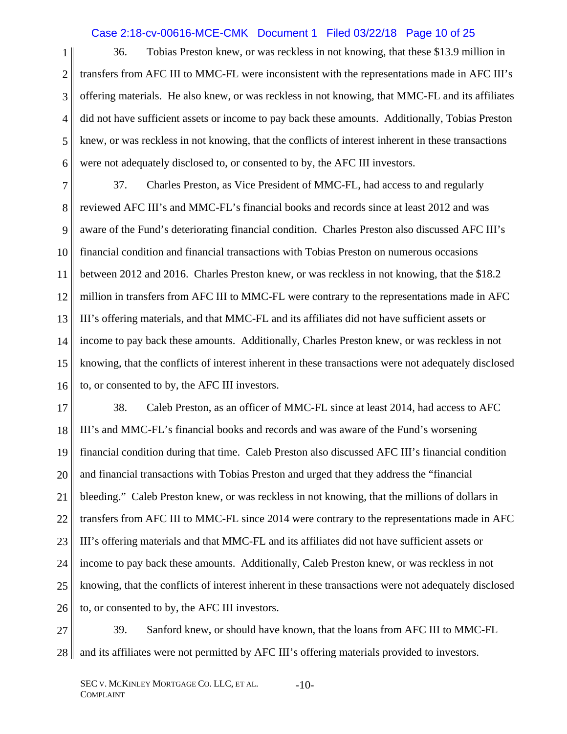36. Tobias Preston knew, or was reckless in not knowing, that these $13.9 million in transfers from AFC III to MMC-FL were inconsistent with the representations made in AFC III's offering materials. He also knew, or was reckless in not knowing, that MMC-FL and its affiliates did not have sufficient assets or income to pay back these amounts. Additionally, Tobias Preston knew, or was reckless in not knowing, that the conflicts of interest inherent in these transactions were not adequately disclosed to, or consented to by, the AFC III investors.

37. Charles Preston, as Vice President of MMC-FL, had access to and regularly reviewed AFC III's and MMC-FL's financial books and records since at least 2012 and was aware of the Fund's deteriorating financial condition. Charles Preston also discussed AFC III's financial condition and financial transactions with Tobias Preston on numerous occasions between 2012 and 2016. Charles Preston knew, or was reckless in not knowing, that the $18.2 million in transfers from AFC III to MMC-FL were contrary to the representations made in AFC III's offering materials, and that MMC-FL and its affiliates did not have sufficient assets or income to pay back these amounts. Additionally, Charles Preston knew, or was reckless in not knowing, that the conflicts of interest inherent in these transactions were not adequately disclosed to, or consented to by, the AFC III investors.

38. Caleb Preston, as an officer of MMC-FL since at least 2014, had access to AFC III's and MMC-FL's financial books and records and was aware of the Fund's worsening financial condition during that time. Caleb Preston also discussed AFC III's financial condition and financial transactions with Tobias Preston and urged that they address the "financial bleeding." Caleb Preston knew, or was reckless in not knowing, that the millions of dollars in transfers from AFC III to MMC-FL since 2014 were contrary to the representations made in AFC III's offering materials and that MMC-FL and its affiliates did not have sufficient assets or income to pay back these amounts. Additionally, Caleb Preston knew, or was reckless in not knowing, that the conflicts of interest inherent in these transactions were not adequately disclosed to, or consented to by, the AFC III investors.

39. Sanford knew, or should have known, that the loans from AFC III to MMC-FL and its affiliates were not permitted by AFC III's offering materials provided to investors.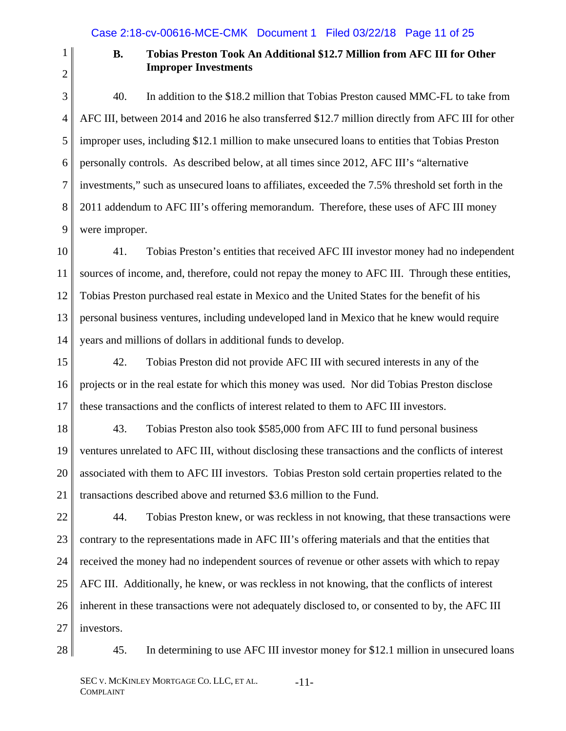### B. Tobias Preston Took An Additional $12.7 Million from AFC III for Other Improper Investments

40. In addition to the $18.2 million that Tobias Preston caused MMC-FL to take from AFC III, between 2014 and 2016 he also transferred $12.7 million directly from AFC III for other improper uses, including $12.1 million to make unsecured loans to entities that Tobias Preston personally controls. As described below, at all times since 2012, AFC III's "alternative investments," such as unsecured loans to affiliates, exceeded the 7.5% threshold set forth in the 2011 addendum to AFC III's offering memorandum. Therefore, these uses of AFC III money were improper.

41. Tobias Preston's entities that received AFC III investor money had no independent sources of income, and, therefore, could not repay the money to AFC III. Through these entities, Tobias Preston purchased real estate in Mexico and the United States for the benefit of his personal business ventures, including undeveloped land in Mexico that he knew would require years and millions of dollars in additional funds to develop.

42. Tobias Preston did not provide AFC III with secured interests in any of the projects or in the real estate for which this money was used. Nor did Tobias Preston disclose these transactions and the conflicts of interest related to them to AFC III investors.

43. Tobias Preston also took $585,000 from AFC III to fund personal business ventures unrelated to AFC III, without disclosing these transactions and the conflicts of interest associated with them to AFC III investors. Tobias Preston sold certain properties related to the transactions described above and returned $3.6 million to the Fund.

44. Tobias Preston knew, or was reckless in not knowing, that these transactions were contrary to the representations made in AFC III's offering materials and that the entities that received the money had no independent sources of revenue or other assets with which to repay AFC III. Additionally, he knew, or was reckless in not knowing, that the conflicts of interest inherent in these transactions were not adequately disclosed to, or consented to by, the AFC III investors.

45. In determining to use AFC III investor money for $12.1 million in unsecured loans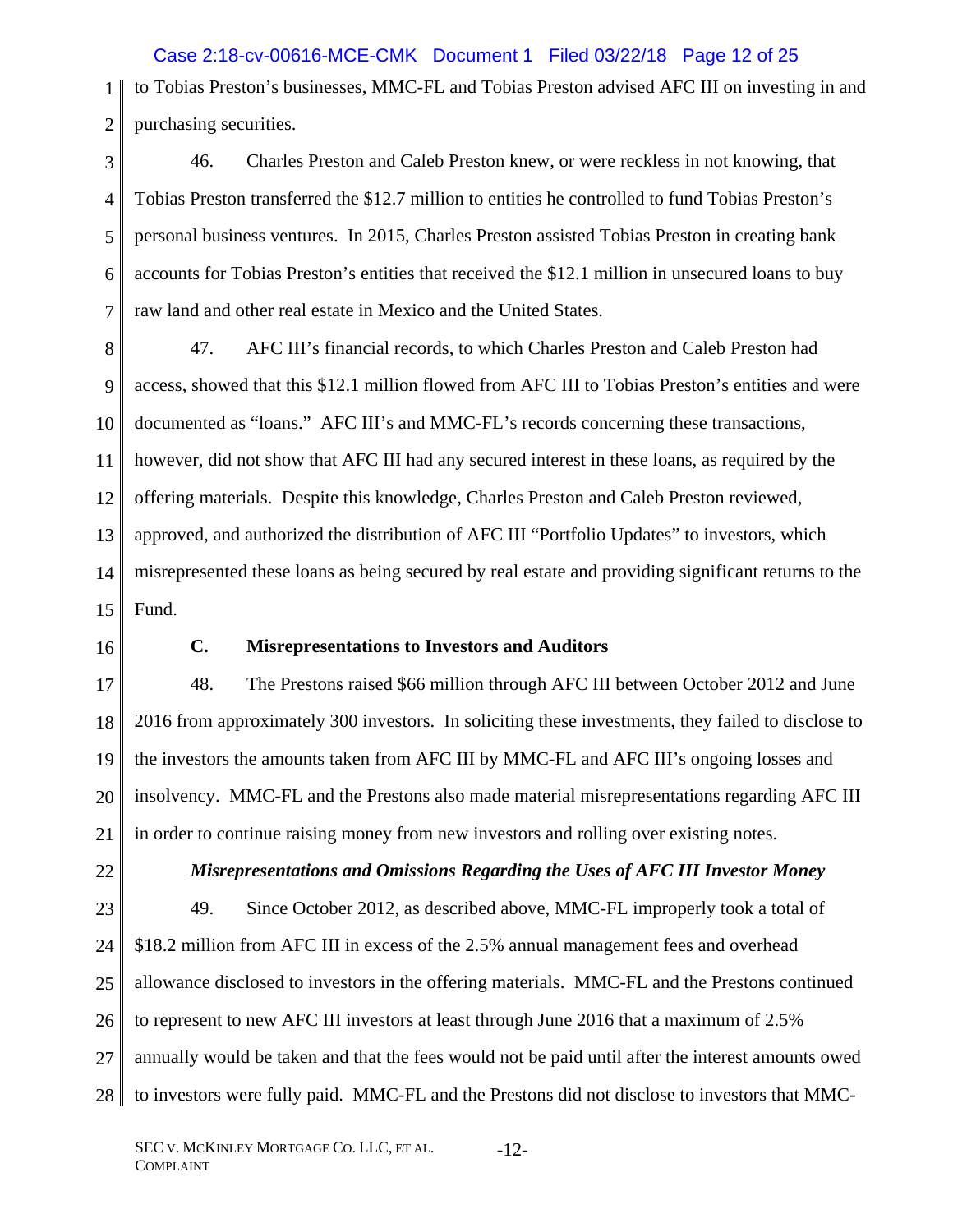to Tobias Preston's businesses, MMC-FL and Tobias Preston advised AFC III on investing in and purchasing securities.

46. Charles Preston and Caleb Preston knew, or were reckless in not knowing, that Tobias Preston transferred the $12.7 million to entities he controlled to fund Tobias Preston's personal business ventures. In 2015, Charles Preston assisted Tobias Preston in creating bank accounts for Tobias Preston's entities that received the $12.1 million in unsecured loans to buy raw land and other real estate in Mexico and the United States.

47. AFC III's financial records, to which Charles Preston and Caleb Preston had access, showed that this $12.1 million flowed from AFC III to Tobias Preston's entities and were documented as "loans." AFC III's and MMC-FL's records concerning these transactions, however, did not show that AFC III had any secured interest in these loans, as required by the offering materials. Despite this knowledge, Charles Preston and Caleb Preston reviewed, approved, and authorized the distribution of AFC III "Portfolio Updates" to investors, which misrepresented these loans as being secured by real estate and providing significant returns to the Fund.

### C. Misrepresentations to Investors and Auditors

48. The Prestons raised $66 million through AFC III between October 2012 and June 2016 from approximately 300 investors. In soliciting these investments, they failed to disclose to the investors the amounts taken from AFC III by MMC-FL and AFC III's ongoing losses and insolvency. MMC-FL and the Prestons also made material misrepresentations regarding AFC III in order to continue raising money from new investors and rolling over existing notes.

***Misrepresentations and Omissions Regarding the Uses of AFC III Investor Money***

49. Since October 2012, as described above, MMC-FL improperly took a total of $18.2 million from AFC III in excess of the 2.5% annual management fees and overhead allowance disclosed to investors in the offering materials. MMC-FL and the Prestons continued to represent to new AFC III investors at least through June 2016 that a maximum of 2.5% annually would be taken and that the fees would not be paid until after the interest amounts owed to investors were fully paid. MMC-FL and the Prestons did not disclose to investors that MMC-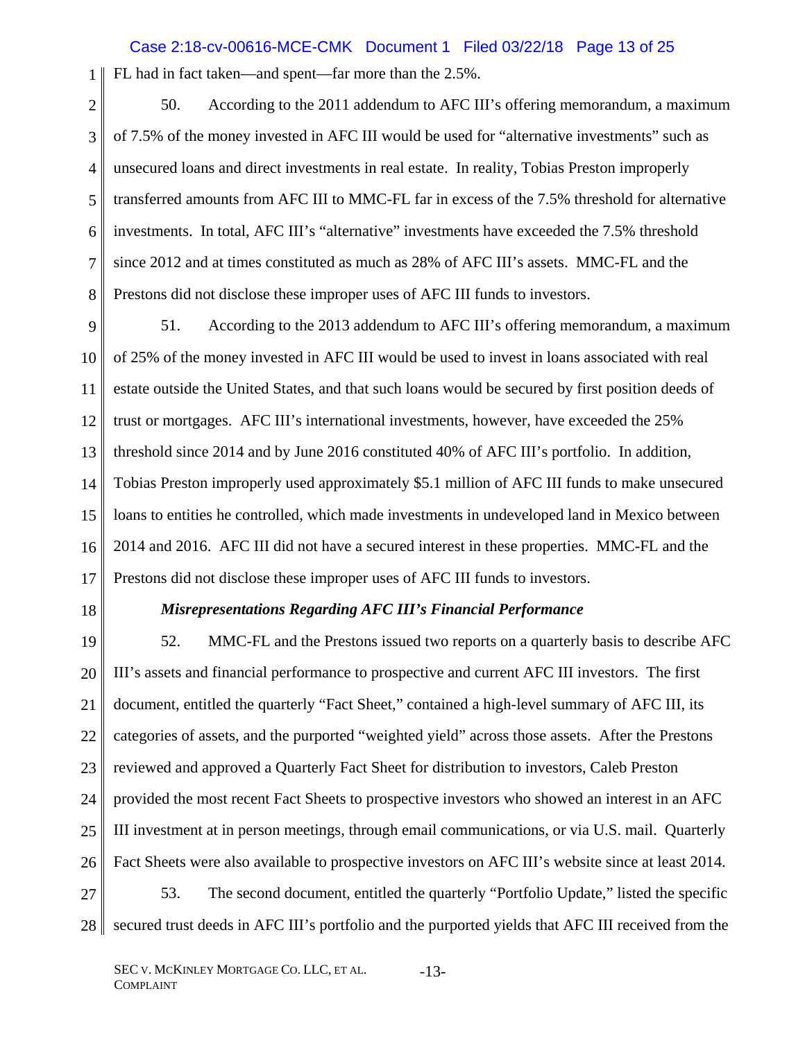FL had in fact taken—and spent—far more than the 2.5%.

50. According to the 2011 addendum to AFC III's offering memorandum, a maximum of 7.5% of the money invested in AFC III would be used for "alternative investments" such as unsecured loans and direct investments in real estate. In reality, Tobias Preston improperly transferred amounts from AFC III to MMC-FL far in excess of the 7.5% threshold for alternative investments. In total, AFC III's "alternative" investments have exceeded the 7.5% threshold since 2012 and at times constituted as much as 28% of AFC III's assets. MMC-FL and the Prestons did not disclose these improper uses of AFC III funds to investors.

51. According to the 2013 addendum to AFC III's offering memorandum, a maximum of 25% of the money invested in AFC III would be used to invest in loans associated with real estate outside the United States, and that such loans would be secured by first position deeds of trust or mortgages. AFC III's international investments, however, have exceeded the 25% threshold since 2014 and by June 2016 constituted 40% of AFC III's portfolio. In addition, Tobias Preston improperly used approximately \$5.1 million of AFC III funds to make unsecured loans to entities he controlled, which made investments in undeveloped land in Mexico between 2014 and 2016. AFC III did not have a secured interest in these properties. MMC-FL and the Prestons did not disclose these improper uses of AFC III funds to investors.

***Misrepresentations Regarding AFC III's Financial Performance***

52. MMC-FL and the Prestons issued two reports on a quarterly basis to describe AFC III's assets and financial performance to prospective and current AFC III investors. The first document, entitled the quarterly "Fact Sheet," contained a high-level summary of AFC III, its categories of assets, and the purported "weighted yield" across those assets. After the Prestons reviewed and approved a Quarterly Fact Sheet for distribution to investors, Caleb Preston provided the most recent Fact Sheets to prospective investors who showed an interest in an AFC III investment at in person meetings, through email communications, or via U.S. mail. Quarterly Fact Sheets were also available to prospective investors on AFC III's website since at least 2014.

53. The second document, entitled the quarterly "Portfolio Update," listed the specific secured trust deeds in AFC III's portfolio and the purported yields that AFC III received from the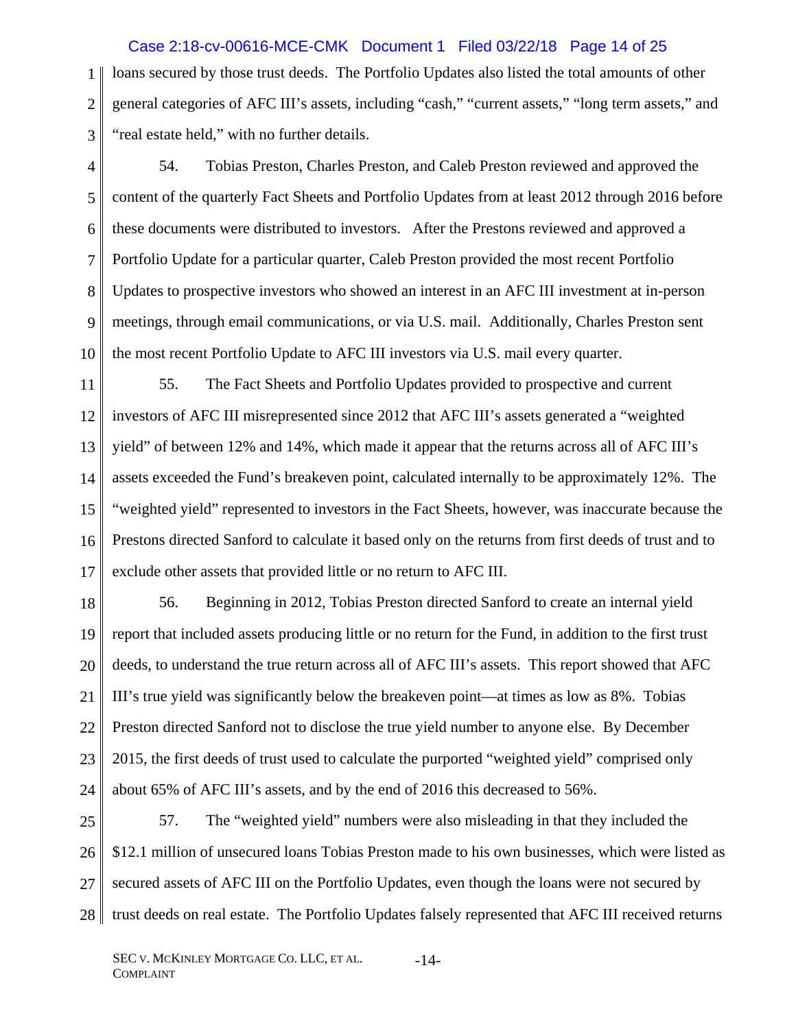loans secured by those trust deeds. The Portfolio Updates also listed the total amounts of other general categories of AFC III's assets, including "cash," "current assets," "long term assets," and "real estate held," with no further details.

54. Tobias Preston, Charles Preston, and Caleb Preston reviewed and approved the content of the quarterly Fact Sheets and Portfolio Updates from at least 2012 through 2016 before these documents were distributed to investors. After the Prestons reviewed and approved a Portfolio Update for a particular quarter, Caleb Preston provided the most recent Portfolio Updates to prospective investors who showed an interest in an AFC III investment at in-person meetings, through email communications, or via U.S. mail. Additionally, Charles Preston sent the most recent Portfolio Update to AFC III investors via U.S. mail every quarter.

55. The Fact Sheets and Portfolio Updates provided to prospective and current investors of AFC III misrepresented since 2012 that AFC III's assets generated a "weighted yield" of between 12% and 14%, which made it appear that the returns across all of AFC III's assets exceeded the Fund's breakeven point, calculated internally to be approximately 12%. The "weighted yield" represented to investors in the Fact Sheets, however, was inaccurate because the Prestons directed Sanford to calculate it based only on the returns from first deeds of trust and to exclude other assets that provided little or no return to AFC III.

56. Beginning in 2012, Tobias Preston directed Sanford to create an internal yield report that included assets producing little or no return for the Fund, in addition to the first trust deeds, to understand the true return across all of AFC III's assets. This report showed that AFC III's true yield was significantly below the breakeven point—at times as low as 8%. Tobias Preston directed Sanford not to disclose the true yield number to anyone else. By December 2015, the first deeds of trust used to calculate the purported "weighted yield" comprised only about 65% of AFC III's assets, and by the end of 2016 this decreased to 56%.

57. The "weighted yield" numbers were also misleading in that they included the $12.1 million of unsecured loans Tobias Preston made to his own businesses, which were listed as secured assets of AFC III on the Portfolio Updates, even though the loans were not secured by trust deeds on real estate. The Portfolio Updates falsely represented that AFC III received returns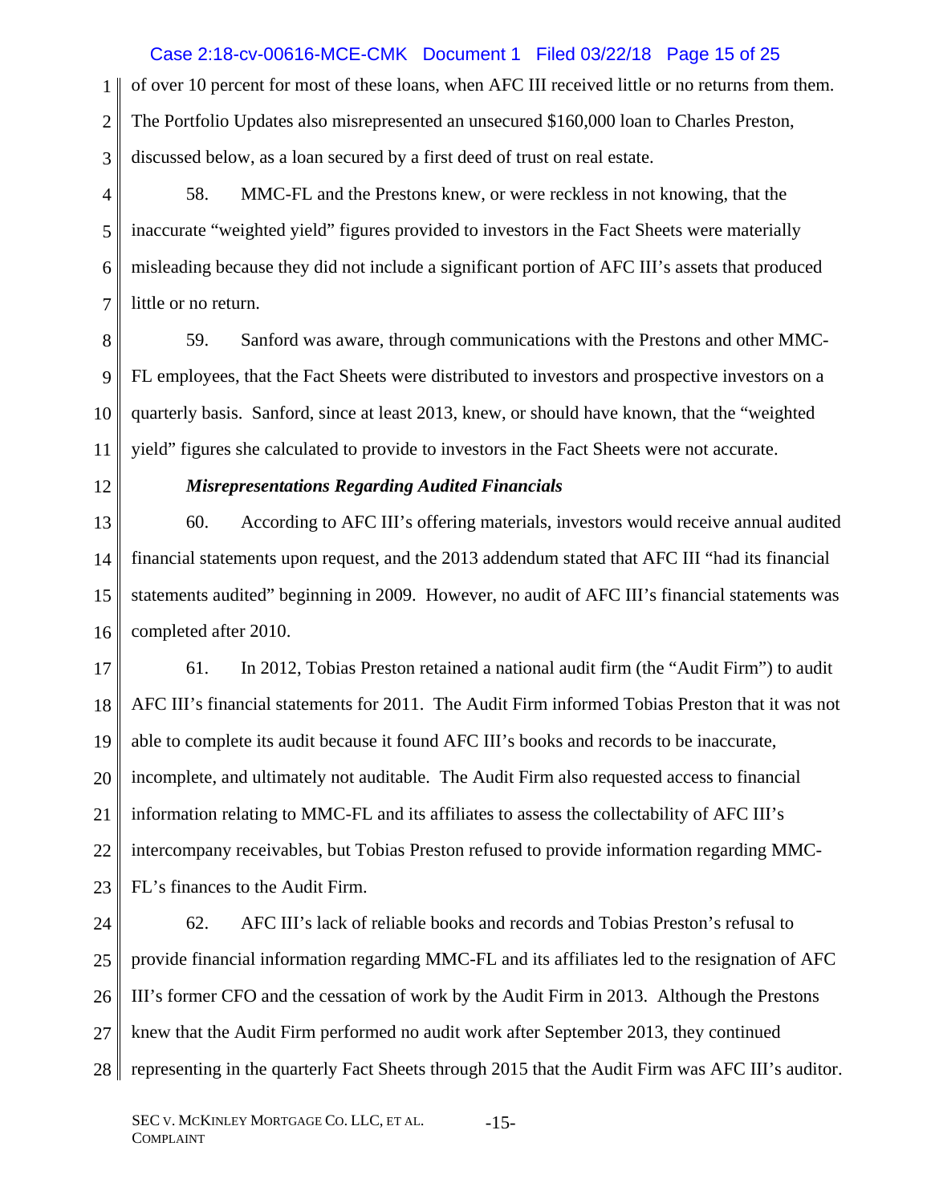of over 10 percent for most of these loans, when AFC III received little or no returns from them. The Portfolio Updates also misrepresented an unsecured $160,000 loan to Charles Preston, discussed below, as a loan secured by a first deed of trust on real estate.

58. MMC-FL and the Prestons knew, or were reckless in not knowing, that the inaccurate "weighted yield" figures provided to investors in the Fact Sheets were materially misleading because they did not include a significant portion of AFC III's assets that produced little or no return.

59. Sanford was aware, through communications with the Prestons and other MMC-FL employees, that the Fact Sheets were distributed to investors and prospective investors on a quarterly basis. Sanford, since at least 2013, knew, or should have known, that the "weighted yield" figures she calculated to provide to investors in the Fact Sheets were not accurate.

***Misrepresentations Regarding Audited Financials***

60. According to AFC III's offering materials, investors would receive annual audited financial statements upon request, and the 2013 addendum stated that AFC III "had its financial statements audited" beginning in 2009. However, no audit of AFC III's financial statements was completed after 2010.

61. In 2012, Tobias Preston retained a national audit firm (the "Audit Firm") to audit AFC III's financial statements for 2011. The Audit Firm informed Tobias Preston that it was not able to complete its audit because it found AFC III's books and records to be inaccurate, incomplete, and ultimately not auditable. The Audit Firm also requested access to financial information relating to MMC-FL and its affiliates to assess the collectability of AFC III's intercompany receivables, but Tobias Preston refused to provide information regarding MMC-FL's finances to the Audit Firm.

62. AFC III's lack of reliable books and records and Tobias Preston's refusal to provide financial information regarding MMC-FL and its affiliates led to the resignation of AFC III's former CFO and the cessation of work by the Audit Firm in 2013. Although the Prestons knew that the Audit Firm performed no audit work after September 2013, they continued representing in the quarterly Fact Sheets through 2015 that the Audit Firm was AFC III's auditor.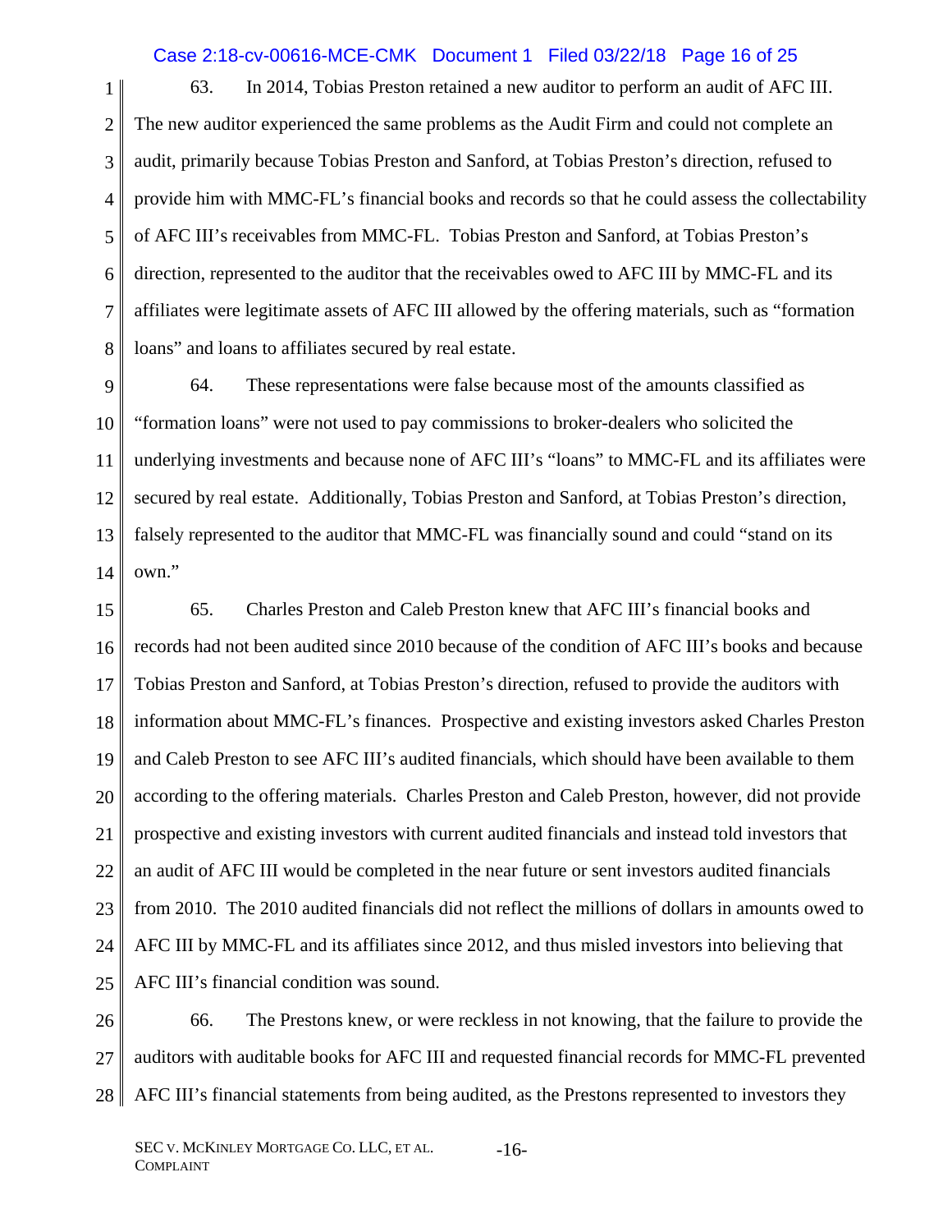63. In 2014, Tobias Preston retained a new auditor to perform an audit of AFC III. The new auditor experienced the same problems as the Audit Firm and could not complete an audit, primarily because Tobias Preston and Sanford, at Tobias Preston's direction, refused to provide him with MMC-FL's financial books and records so that he could assess the collectability of AFC III's receivables from MMC-FL. Tobias Preston and Sanford, at Tobias Preston's direction, represented to the auditor that the receivables owed to AFC III by MMC-FL and its affiliates were legitimate assets of AFC III allowed by the offering materials, such as "formation loans" and loans to affiliates secured by real estate.

64. These representations were false because most of the amounts classified as "formation loans" were not used to pay commissions to broker-dealers who solicited the underlying investments and because none of AFC III's "loans" to MMC-FL and its affiliates were secured by real estate. Additionally, Tobias Preston and Sanford, at Tobias Preston's direction, falsely represented to the auditor that MMC-FL was financially sound and could "stand on its own."

65. Charles Preston and Caleb Preston knew that AFC III's financial books and records had not been audited since 2010 because of the condition of AFC III's books and because Tobias Preston and Sanford, at Tobias Preston's direction, refused to provide the auditors with information about MMC-FL's finances. Prospective and existing investors asked Charles Preston and Caleb Preston to see AFC III's audited financials, which should have been available to them according to the offering materials. Charles Preston and Caleb Preston, however, did not provide prospective and existing investors with current audited financials and instead told investors that an audit of AFC III would be completed in the near future or sent investors audited financials from 2010. The 2010 audited financials did not reflect the millions of dollars in amounts owed to AFC III by MMC-FL and its affiliates since 2012, and thus misled investors into believing that AFC III's financial condition was sound.

66. The Prestons knew, or were reckless in not knowing, that the failure to provide the auditors with auditable books for AFC III and requested financial records for MMC-FL prevented AFC III's financial statements from being audited, as the Prestons represented to investors they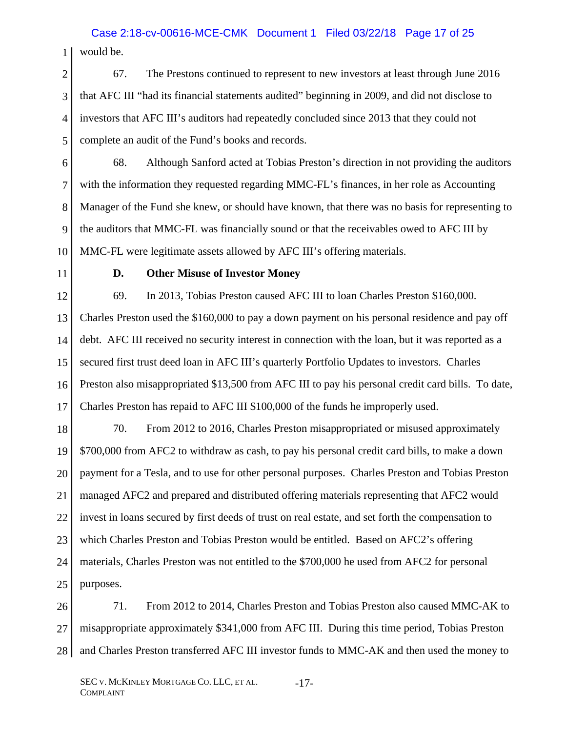would be.

67. The Prestons continued to represent to new investors at least through June 2016 that AFC III "had its financial statements audited" beginning in 2009, and did not disclose to investors that AFC III's auditors had repeatedly concluded since 2013 that they could not complete an audit of the Fund's books and records.

68. Although Sanford acted at Tobias Preston's direction in not providing the auditors with the information they requested regarding MMC-FL's finances, in her role as Accounting Manager of the Fund she knew, or should have known, that there was no basis for representing to the auditors that MMC-FL was financially sound or that the receivables owed to AFC III by MMC-FL were legitimate assets allowed by AFC III's offering materials.

**D. Other Misuse of Investor Money**

69. In 2013, Tobias Preston caused AFC III to loan Charles Preston $160,000. Charles Preston used the $160,000 to pay a down payment on his personal residence and pay off debt. AFC III received no security interest in connection with the loan, but it was reported as a secured first trust deed loan in AFC III's quarterly Portfolio Updates to investors. Charles Preston also misappropriated $13,500 from AFC III to pay his personal credit card bills. To date, Charles Preston has repaid to AFC III $100,000 of the funds he improperly used.

70. From 2012 to 2016, Charles Preston misappropriated or misused approximately $700,000 from AFC2 to withdraw as cash, to pay his personal credit card bills, to make a down payment for a Tesla, and to use for other personal purposes. Charles Preston and Tobias Preston managed AFC2 and prepared and distributed offering materials representing that AFC2 would invest in loans secured by first deeds of trust on real estate, and set forth the compensation to which Charles Preston and Tobias Preston would be entitled. Based on AFC2's offering materials, Charles Preston was not entitled to the $700,000 he used from AFC2 for personal purposes.

71. From 2012 to 2014, Charles Preston and Tobias Preston also caused MMC-AK to misappropriate approximately $341,000 from AFC III. During this time period, Tobias Preston and Charles Preston transferred AFC III investor funds to MMC-AK and then used the money to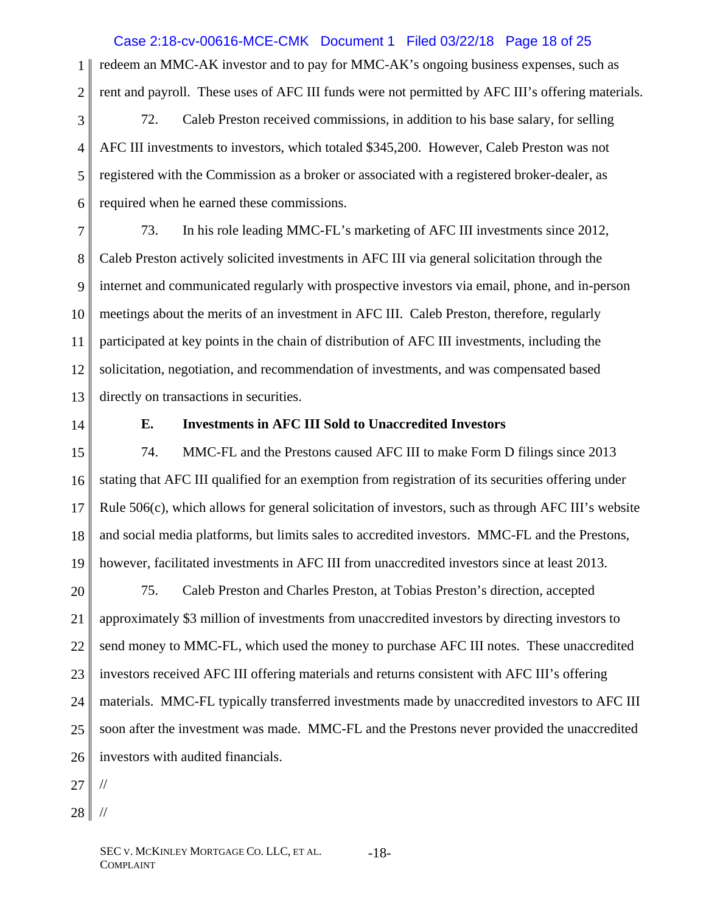redeem an MMC-AK investor and to pay for MMC-AK's ongoing business expenses, such as rent and payroll. These uses of AFC III funds were not permitted by AFC III's offering materials.

72. Caleb Preston received commissions, in addition to his base salary, for selling AFC III investments to investors, which totaled $345,200. However, Caleb Preston was not registered with the Commission as a broker or associated with a registered broker-dealer, as required when he earned these commissions.

73. In his role leading MMC-FL's marketing of AFC III investments since 2012, Caleb Preston actively solicited investments in AFC III via general solicitation through the internet and communicated regularly with prospective investors via email, phone, and in-person meetings about the merits of an investment in AFC III. Caleb Preston, therefore, regularly participated at key points in the chain of distribution of AFC III investments, including the solicitation, negotiation, and recommendation of investments, and was compensated based directly on transactions in securities.

**E. Investments in AFC III Sold to Unaccredited Investors**

74. MMC-FL and the Prestons caused AFC III to make Form D filings since 2013 stating that AFC III qualified for an exemption from registration of its securities offering under Rule 506(c), which allows for general solicitation of investors, such as through AFC III's website and social media platforms, but limits sales to accredited investors. MMC-FL and the Prestons, however, facilitated investments in AFC III from unaccredited investors since at least 2013.

75. Caleb Preston and Charles Preston, at Tobias Preston's direction, accepted approximately $3 million of investments from unaccredited investors by directing investors to send money to MMC-FL, which used the money to purchase AFC III notes. These unaccredited investors received AFC III offering materials and returns consistent with AFC III's offering materials. MMC-FL typically transferred investments made by unaccredited investors to AFC III soon after the investment was made. MMC-FL and the Prestons never provided the unaccredited investors with audited financials.

//

//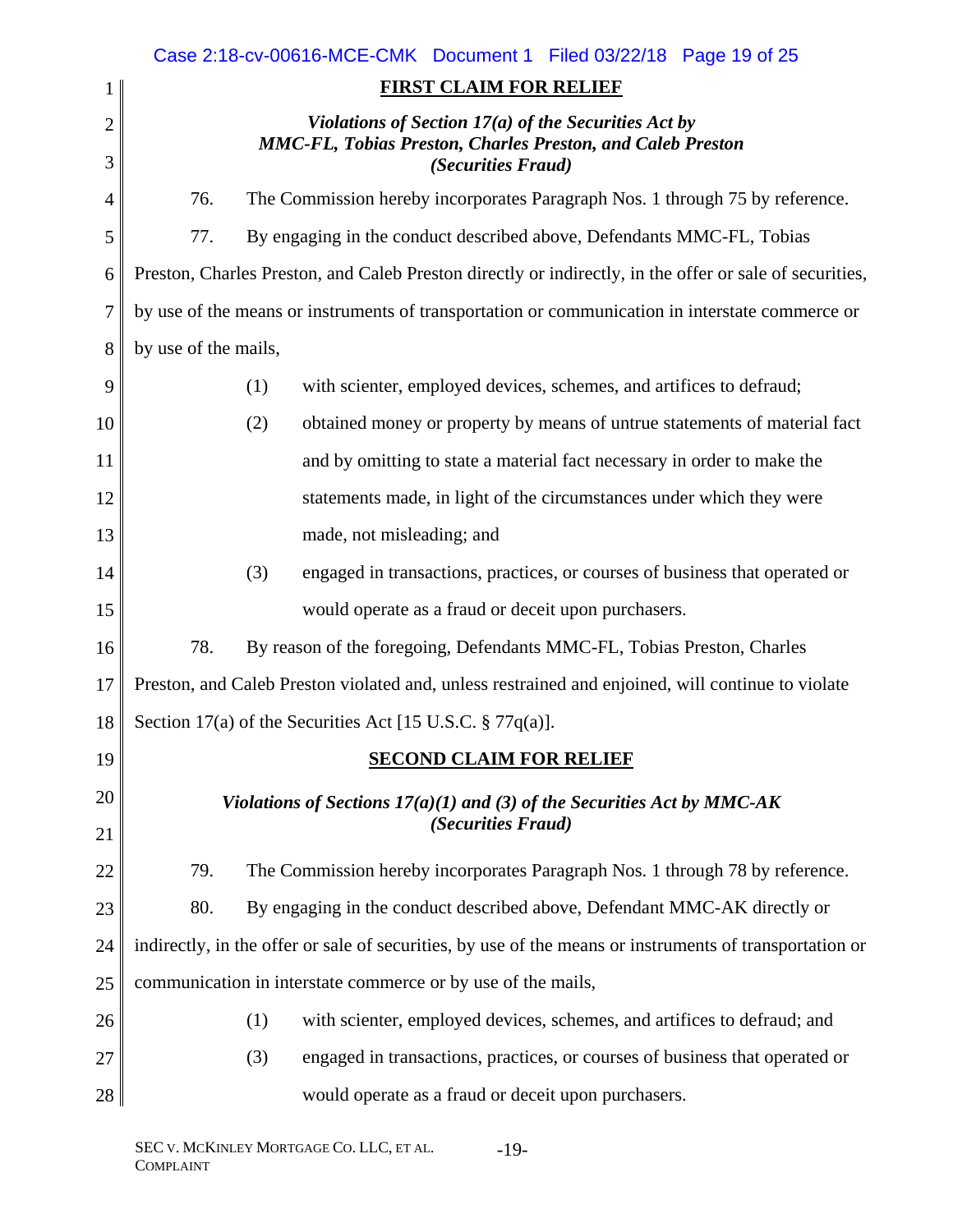**FIRST CLAIM FOR RELIEF**

***Violations of Section 17(a) of the Securities Act by MMC-FL, Tobias Preston, Charles Preston, and Caleb Preston (Securities Fraud)***

76. The Commission hereby incorporates Paragraph Nos. 1 through 75 by reference.

77. By engaging in the conduct described above, Defendants MMC-FL, Tobias Preston, Charles Preston, and Caleb Preston directly or indirectly, in the offer or sale of securities, by use of the means or instruments of transportation or communication in interstate commerce or by use of the mails,

(1) with scienter, employed devices, schemes, and artifices to defraud;

(2) obtained money or property by means of untrue statements of material fact and by omitting to state a material fact necessary in order to make the statements made, in light of the circumstances under which they were made, not misleading; and

(3) engaged in transactions, practices, or courses of business that operated or would operate as a fraud or deceit upon purchasers.

78. By reason of the foregoing, Defendants MMC-FL, Tobias Preston, Charles Preston, and Caleb Preston violated and, unless restrained and enjoined, will continue to violate Section 17(a) of the Securities Act [15 U.S.C. § 77q(a)].

**SECOND CLAIM FOR RELIEF**

***Violations of Sections 17(a)(1) and (3) of the Securities Act by MMC-AK (Securities Fraud)***

79. The Commission hereby incorporates Paragraph Nos. 1 through 78 by reference.

80. By engaging in the conduct described above, Defendant MMC-AK directly or indirectly, in the offer or sale of securities, by use of the means or instruments of transportation or communication in interstate commerce or by use of the mails,

(1) with scienter, employed devices, schemes, and artifices to defraud; and

(3) engaged in transactions, practices, or courses of business that operated or would operate as a fraud or deceit upon purchasers.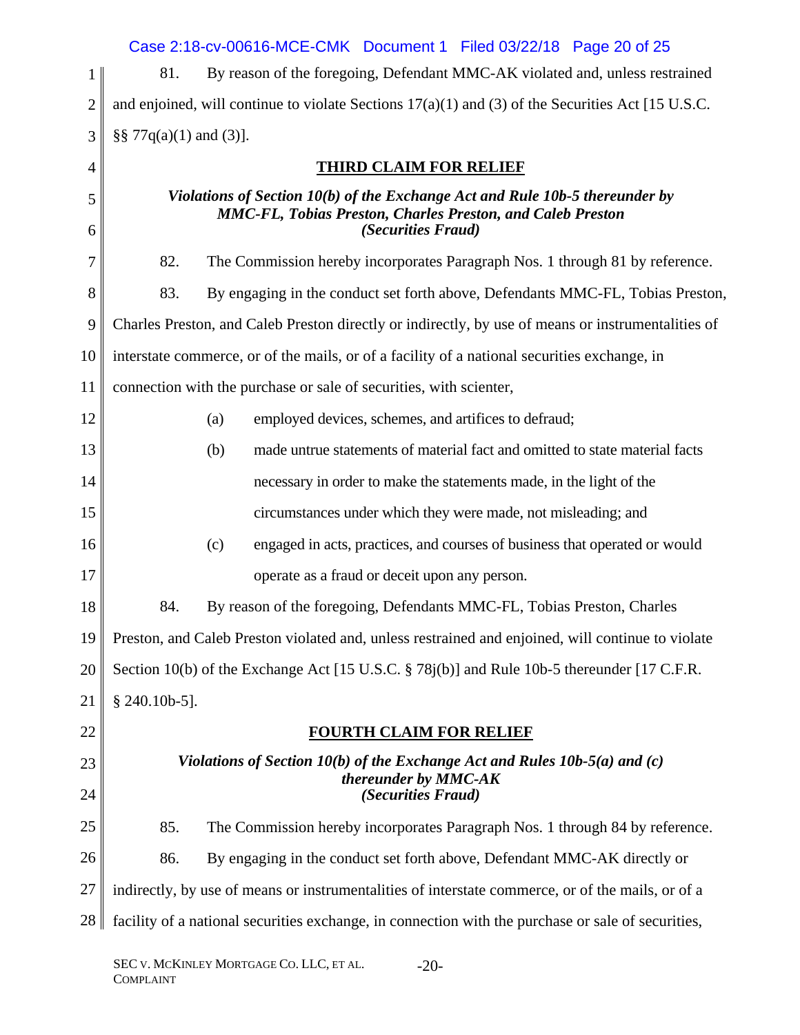81. By reason of the foregoing, Defendant MMC-AK violated and, unless restrained and enjoined, will continue to violate Sections 17(a)(1) and (3) of the Securities Act [15 U.S.C. §§ 77q(a)(1) and (3)].

## THIRD CLAIM FOR RELIEF

***Violations of Section 10(b) of the Exchange Act and Rule 10b-5 thereunder by MMC-FL, Tobias Preston, Charles Preston, and Caleb Preston***
***(Securities Fraud)***

82. The Commission hereby incorporates Paragraph Nos. 1 through 81 by reference.

83. By engaging in the conduct set forth above, Defendants MMC-FL, Tobias Preston, Charles Preston, and Caleb Preston directly or indirectly, by use of means or instrumentalities of interstate commerce, or of the mails, or of a facility of a national securities exchange, in connection with the purchase or sale of securities, with scienter,

(a) employed devices, schemes, and artifices to defraud;

(b) made untrue statements of material fact and omitted to state material facts necessary in order to make the statements made, in the light of the circumstances under which they were made, not misleading; and

(c) engaged in acts, practices, and courses of business that operated or would operate as a fraud or deceit upon any person.

84. By reason of the foregoing, Defendants MMC-FL, Tobias Preston, Charles Preston, and Caleb Preston violated and, unless restrained and enjoined, will continue to violate Section 10(b) of the Exchange Act [15 U.S.C. § 78j(b)] and Rule 10b-5 thereunder [17 C.F.R. § 240.10b-5].

## FOURTH CLAIM FOR RELIEF

***Violations of Section 10(b) of the Exchange Act and Rules 10b-5(a) and (c) thereunder by MMC-AK***
***(Securities Fraud)***

85. The Commission hereby incorporates Paragraph Nos. 1 through 84 by reference.

86. By engaging in the conduct set forth above, Defendant MMC-AK directly or indirectly, by use of means or instrumentalities of interstate commerce, or of the mails, or of a facility of a national securities exchange, in connection with the purchase or sale of securities,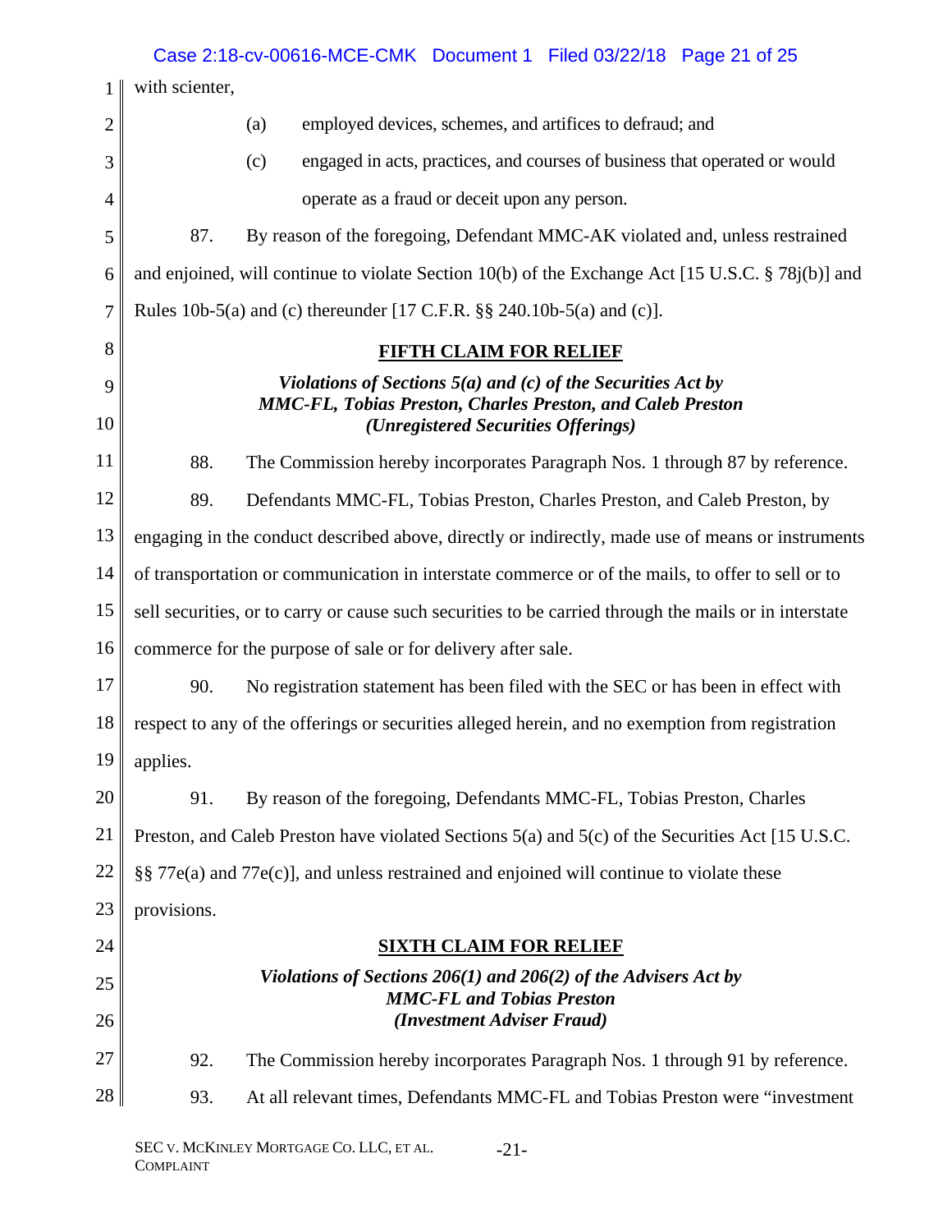with scienter,

(a) employed devices, schemes, and artifices to defraud; and

(c) engaged in acts, practices, and courses of business that operated or would operate as a fraud or deceit upon any person.

87. By reason of the foregoing, Defendant MMC-AK violated and, unless restrained and enjoined, will continue to violate Section 10(b) of the Exchange Act [15 U.S.C. § 78j(b)] and Rules 10b-5(a) and (c) thereunder [17 C.F.R. §§ 240.10b-5(a) and (c)].

## FIFTH CLAIM FOR RELIEF

***Violations of Sections 5(a) and (c) of the Securities Act by MMC-FL, Tobias Preston, Charles Preston, and Caleb Preston (Unregistered Securities Offerings)***

88. The Commission hereby incorporates Paragraph Nos. 1 through 87 by reference.

89. Defendants MMC-FL, Tobias Preston, Charles Preston, and Caleb Preston, by engaging in the conduct described above, directly or indirectly, made use of means or instruments of transportation or communication in interstate commerce or of the mails, to offer to sell or to sell securities, or to carry or cause such securities to be carried through the mails or in interstate commerce for the purpose of sale or for delivery after sale.

90. No registration statement has been filed with the SEC or has been in effect with respect to any of the offerings or securities alleged herein, and no exemption from registration applies.

91. By reason of the foregoing, Defendants MMC-FL, Tobias Preston, Charles Preston, and Caleb Preston have violated Sections 5(a) and 5(c) of the Securities Act [15 U.S.C. §§ 77e(a) and 77e(c)], and unless restrained and enjoined will continue to violate these provisions.

## SIXTH CLAIM FOR RELIEF

***Violations of Sections 206(1) and 206(2) of the Advisers Act by MMC-FL and Tobias Preston (Investment Adviser Fraud)***

92. The Commission hereby incorporates Paragraph Nos. 1 through 91 by reference.

93. At all relevant times, Defendants MMC-FL and Tobias Preston were "investment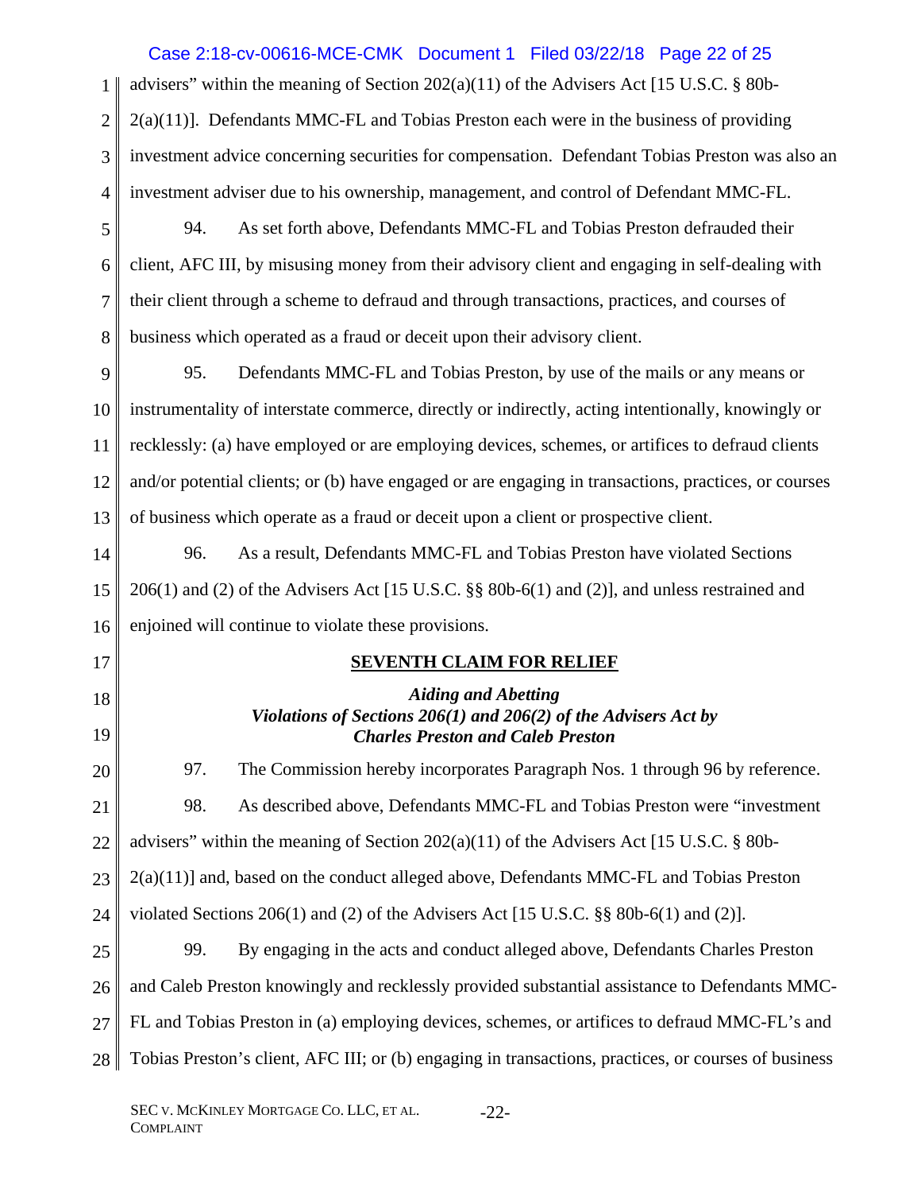advisers" within the meaning of Section 202(a)(11) of the Advisers Act [15 U.S.C. § 80b-2(a)(11)]. Defendants MMC-FL and Tobias Preston each were in the business of providing investment advice concerning securities for compensation. Defendant Tobias Preston was also an investment adviser due to his ownership, management, and control of Defendant MMC-FL.

94. As set forth above, Defendants MMC-FL and Tobias Preston defrauded their client, AFC III, by misusing money from their advisory client and engaging in self-dealing with their client through a scheme to defraud and through transactions, practices, and courses of business which operated as a fraud or deceit upon their advisory client.

95. Defendants MMC-FL and Tobias Preston, by use of the mails or any means or instrumentality of interstate commerce, directly or indirectly, acting intentionally, knowingly or recklessly: (a) have employed or are employing devices, schemes, or artifices to defraud clients and/or potential clients; or (b) have engaged or are engaging in transactions, practices, or courses of business which operate as a fraud or deceit upon a client or prospective client.

96. As a result, Defendants MMC-FL and Tobias Preston have violated Sections 206(1) and (2) of the Advisers Act [15 U.S.C. §§ 80b-6(1) and (2)], and unless restrained and enjoined will continue to violate these provisions.

## SEVENTH CLAIM FOR RELIEF

***Aiding and Abetting***
***Violations of Sections 206(1) and 206(2) of the Advisers Act by***
***Charles Preston and Caleb Preston***

97. The Commission hereby incorporates Paragraph Nos. 1 through 96 by reference.

98. As described above, Defendants MMC-FL and Tobias Preston were "investment advisers" within the meaning of Section 202(a)(11) of the Advisers Act [15 U.S.C. § 80b-2(a)(11)] and, based on the conduct alleged above, Defendants MMC-FL and Tobias Preston violated Sections 206(1) and (2) of the Advisers Act [15 U.S.C. §§ 80b-6(1) and (2)].

99. By engaging in the acts and conduct alleged above, Defendants Charles Preston and Caleb Preston knowingly and recklessly provided substantial assistance to Defendants MMC-FL and Tobias Preston in (a) employing devices, schemes, or artifices to defraud MMC-FL's and Tobias Preston's client, AFC III; or (b) engaging in transactions, practices, or courses of business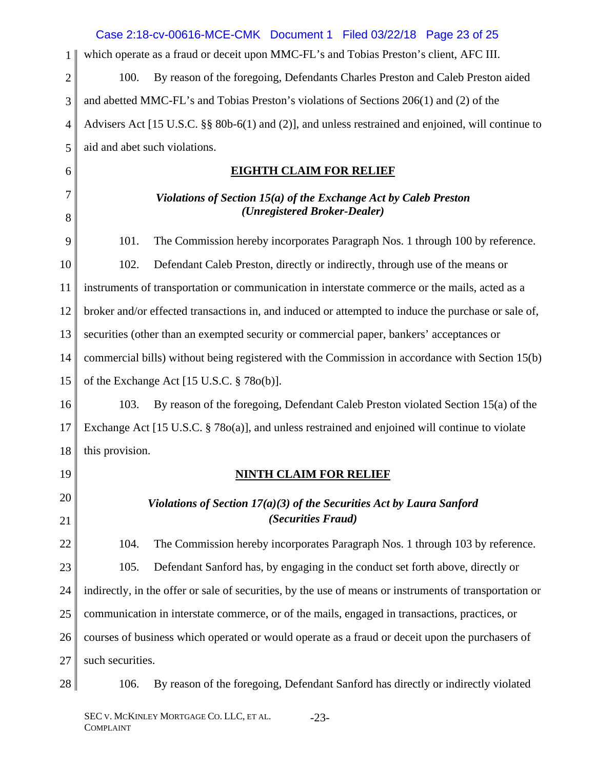which operate as a fraud or deceit upon MMC-FL's and Tobias Preston's client, AFC III.

100. By reason of the foregoing, Defendants Charles Preston and Caleb Preston aided and abetted MMC-FL's and Tobias Preston's violations of Sections 206(1) and (2) of the Advisers Act [15 U.S.C. §§ 80b-6(1) and (2)], and unless restrained and enjoined, will continue to aid and abet such violations.

## EIGHTH CLAIM FOR RELIEF

***Violations of Section 15(a) of the Exchange Act by Caleb Preston (Unregistered Broker-Dealer)***

101. The Commission hereby incorporates Paragraph Nos. 1 through 100 by reference.

102. Defendant Caleb Preston, directly or indirectly, through use of the means or instruments of transportation or communication in interstate commerce or the mails, acted as a broker and/or effected transactions in, and induced or attempted to induce the purchase or sale of, securities (other than an exempted security or commercial paper, bankers' acceptances or commercial bills) without being registered with the Commission in accordance with Section 15(b) of the Exchange Act [15 U.S.C. § 78o(b)].

103. By reason of the foregoing, Defendant Caleb Preston violated Section 15(a) of the Exchange Act [15 U.S.C. § 78o(a)], and unless restrained and enjoined will continue to violate this provision.

## NINTH CLAIM FOR RELIEF

***Violations of Section 17(a)(3) of the Securities Act by Laura Sanford (Securities Fraud)***

104. The Commission hereby incorporates Paragraph Nos. 1 through 103 by reference.

105. Defendant Sanford has, by engaging in the conduct set forth above, directly or indirectly, in the offer or sale of securities, by the use of means or instruments of transportation or communication in interstate commerce, or of the mails, engaged in transactions, practices, or courses of business which operated or would operate as a fraud or deceit upon the purchasers of such securities.

106. By reason of the foregoing, Defendant Sanford has directly or indirectly violated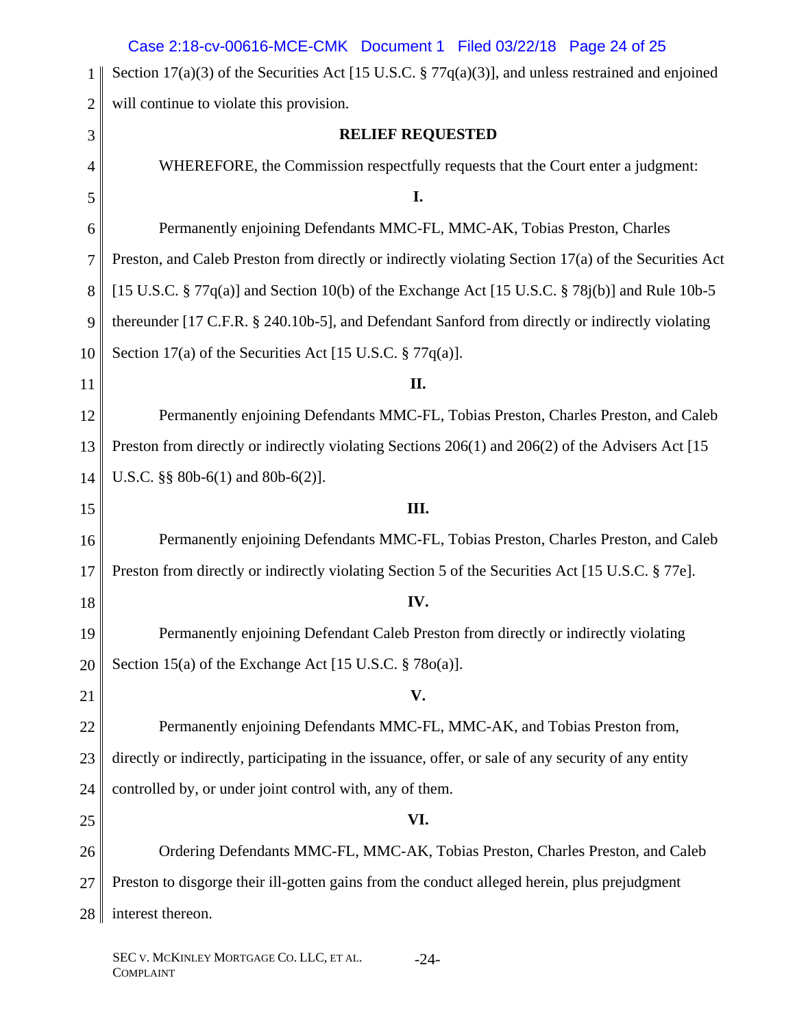Section 17(a)(3) of the Securities Act [15 U.S.C. § 77q(a)(3)], and unless restrained and enjoined will continue to violate this provision.

## RELIEF REQUESTED

WHEREFORE, the Commission respectfully requests that the Court enter a judgment:

**I.**

Permanently enjoining Defendants MMC-FL, MMC-AK, Tobias Preston, Charles Preston, and Caleb Preston from directly or indirectly violating Section 17(a) of the Securities Act [15 U.S.C. § 77q(a)] and Section 10(b) of the Exchange Act [15 U.S.C. § 78j(b)] and Rule 10b-5 thereunder [17 C.F.R. § 240.10b-5], and Defendant Sanford from directly or indirectly violating Section 17(a) of the Securities Act [15 U.S.C. § 77q(a)].

**II.**

Permanently enjoining Defendants MMC-FL, Tobias Preston, Charles Preston, and Caleb Preston from directly or indirectly violating Sections 206(1) and 206(2) of the Advisers Act [15 U.S.C. §§ 80b-6(1) and 80b-6(2)].

**III.**

Permanently enjoining Defendants MMC-FL, Tobias Preston, Charles Preston, and Caleb Preston from directly or indirectly violating Section 5 of the Securities Act [15 U.S.C. § 77e].

**IV.**

Permanently enjoining Defendant Caleb Preston from directly or indirectly violating Section 15(a) of the Exchange Act [15 U.S.C. § 78o(a)].

**V.**

Permanently enjoining Defendants MMC-FL, MMC-AK, and Tobias Preston from, directly or indirectly, participating in the issuance, offer, or sale of any security of any entity controlled by, or under joint control with, any of them.

**VI.**

Ordering Defendants MMC-FL, MMC-AK, Tobias Preston, Charles Preston, and Caleb Preston to disgorge their ill-gotten gains from the conduct alleged herein, plus prejudgment interest thereon.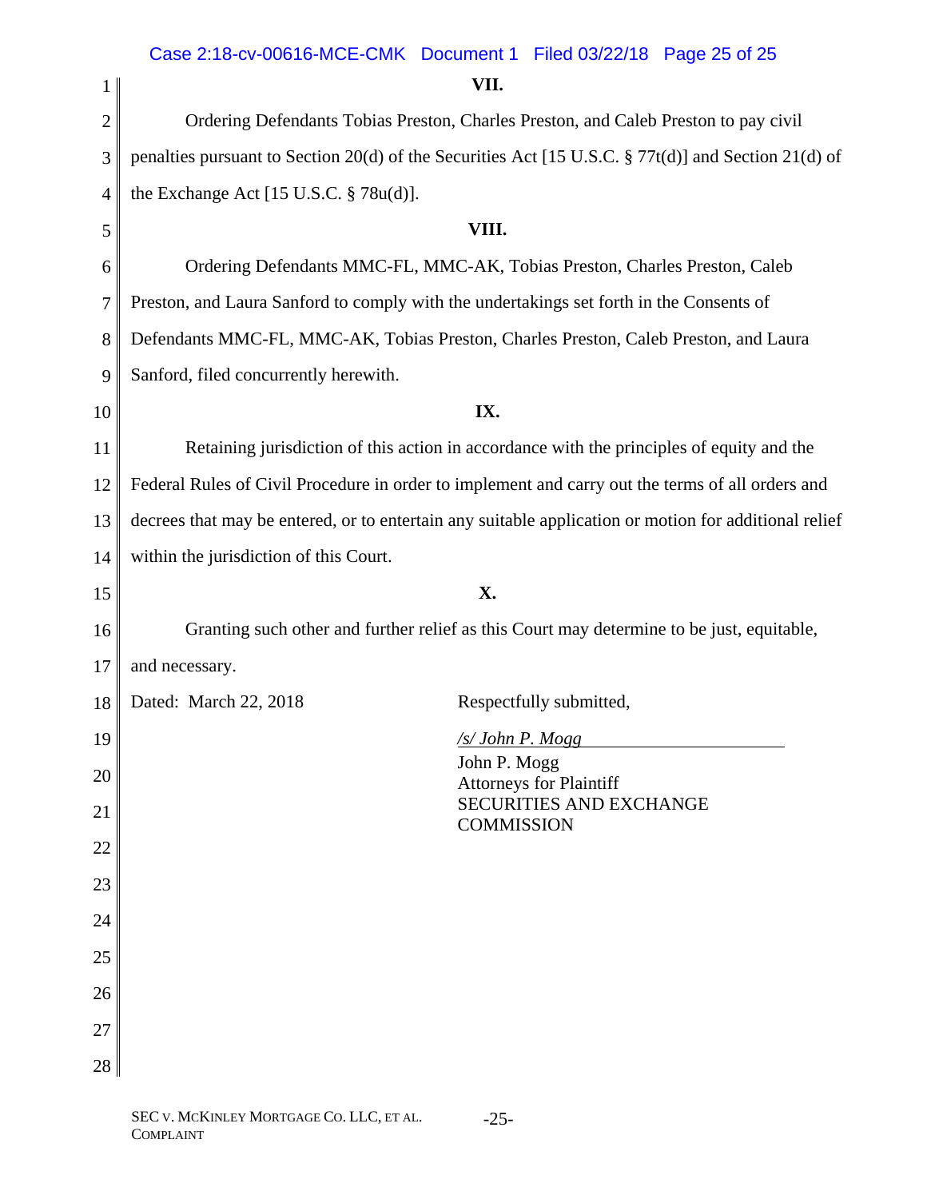**VII.**

Ordering Defendants Tobias Preston, Charles Preston, and Caleb Preston to pay civil penalties pursuant to Section 20(d) of the Securities Act [15 U.S.C. § 77t(d)] and Section 21(d) of the Exchange Act [15 U.S.C. § 78u(d)].

**VIII.**

Ordering Defendants MMC-FL, MMC-AK, Tobias Preston, Charles Preston, Caleb Preston, and Laura Sanford to comply with the undertakings set forth in the Consents of Defendants MMC-FL, MMC-AK, Tobias Preston, Charles Preston, Caleb Preston, and Laura Sanford, filed concurrently herewith.

**IX.**

Retaining jurisdiction of this action in accordance with the principles of equity and the Federal Rules of Civil Procedure in order to implement and carry out the terms of all orders and decrees that may be entered, or to entertain any suitable application or motion for additional relief within the jurisdiction of this Court.

**X.**

Granting such other and further relief as this Court may determine to be just, equitable, and necessary.

Dated: March 22, 2018

Respectfully submitted,

*/s/ John P. Mogg*

John P. Mogg
Attorneys for Plaintiff
SECURITIES AND EXCHANGE COMMISSION